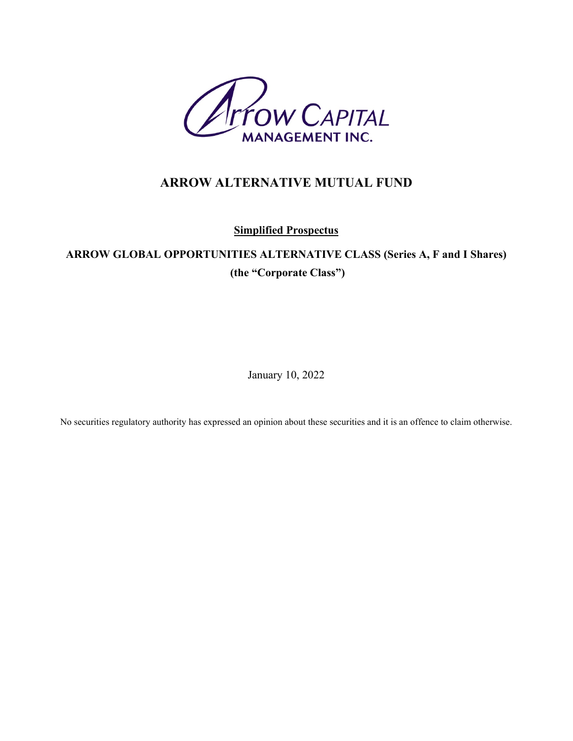# ARROW ALTERNATIVE MUTUAL FUND

**Simplified Prospectus**

**ARROW GLOBAL OPPORTUNITIES ALTERNATIVE CLASS (Series A, F and I Shares)**
**(the "Corporate Class")**

January 10, 2022

No securities regulatory authority has expressed an opinion about these securities and it is an offence to claim otherwise.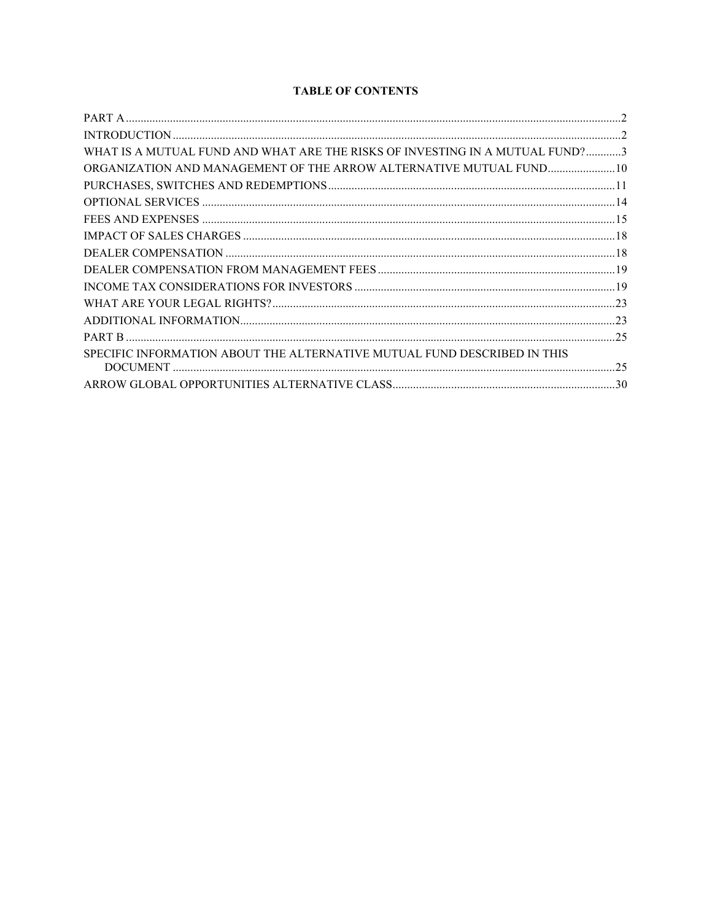**TABLE OF CONTENTS**

PART A ..... 2
INTRODUCTION ..... 2
WHAT IS A MUTUAL FUND AND WHAT ARE THE RISKS OF INVESTING IN A MUTUAL FUND? ..... 3
ORGANIZATION AND MANAGEMENT OF THE ARROW ALTERNATIVE MUTUAL FUND ..... 10
PURCHASES, SWITCHES AND REDEMPTIONS ..... 11
OPTIONAL SERVICES ..... 14
FEES AND EXPENSES ..... 15
IMPACT OF SALES CHARGES ..... 18
DEALER COMPENSATION ..... 18
DEALER COMPENSATION FROM MANAGEMENT FEES ..... 19
INCOME TAX CONSIDERATIONS FOR INVESTORS ..... 19
WHAT ARE YOUR LEGAL RIGHTS? ..... 23
ADDITIONAL INFORMATION ..... 23
PART B ..... 25
SPECIFIC INFORMATION ABOUT THE ALTERNATIVE MUTUAL FUND DESCRIBED IN THIS DOCUMENT ..... 25
ARROW GLOBAL OPPORTUNITIES ALTERNATIVE CLASS ..... 30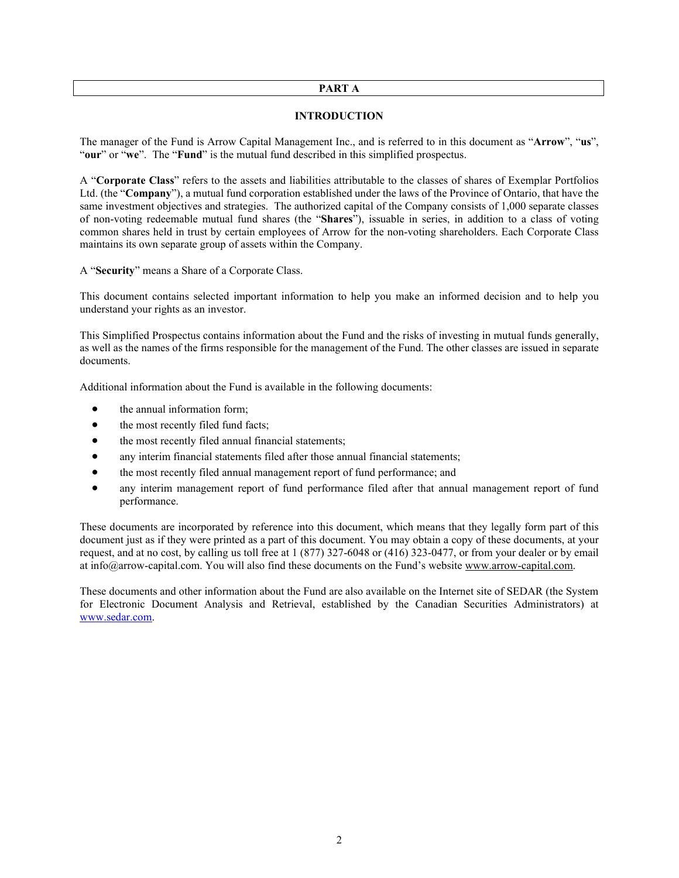# PART A

## INTRODUCTION

The manager of the Fund is Arrow Capital Management Inc., and is referred to in this document as "**Arrow**", "**us**", "**our**" or "**we**". The "**Fund**" is the mutual fund described in this simplified prospectus.

A "**Corporate Class**" refers to the assets and liabilities attributable to the classes of shares of Exemplar Portfolios Ltd. (the "**Company**"), a mutual fund corporation established under the laws of the Province of Ontario, that have the same investment objectives and strategies. The authorized capital of the Company consists of 1,000 separate classes of non-voting redeemable mutual fund shares (the "**Shares**"), issuable in series, in addition to a class of voting common shares held in trust by certain employees of Arrow for the non-voting shareholders. Each Corporate Class maintains its own separate group of assets within the Company.

A "**Security**" means a Share of a Corporate Class.

This document contains selected important information to help you make an informed decision and to help you understand your rights as an investor.

This Simplified Prospectus contains information about the Fund and the risks of investing in mutual funds generally, as well as the names of the firms responsible for the management of the Fund. The other classes are issued in separate documents.

Additional information about the Fund is available in the following documents:

- the annual information form;
- the most recently filed fund facts;
- the most recently filed annual financial statements;
- any interim financial statements filed after those annual financial statements;
- the most recently filed annual management report of fund performance; and
- any interim management report of fund performance filed after that annual management report of fund performance.

These documents are incorporated by reference into this document, which means that they legally form part of this document just as if they were printed as a part of this document. You may obtain a copy of these documents, at your request, and at no cost, by calling us toll free at 1 (877) 327-6048 or (416) 323-0477, or from your dealer or by email at info@arrow-capital.com. You will also find these documents on the Fund's website www.arrow-capital.com.

These documents and other information about the Fund are also available on the Internet site of SEDAR (the System for Electronic Document Analysis and Retrieval, established by the Canadian Securities Administrators) at www.sedar.com.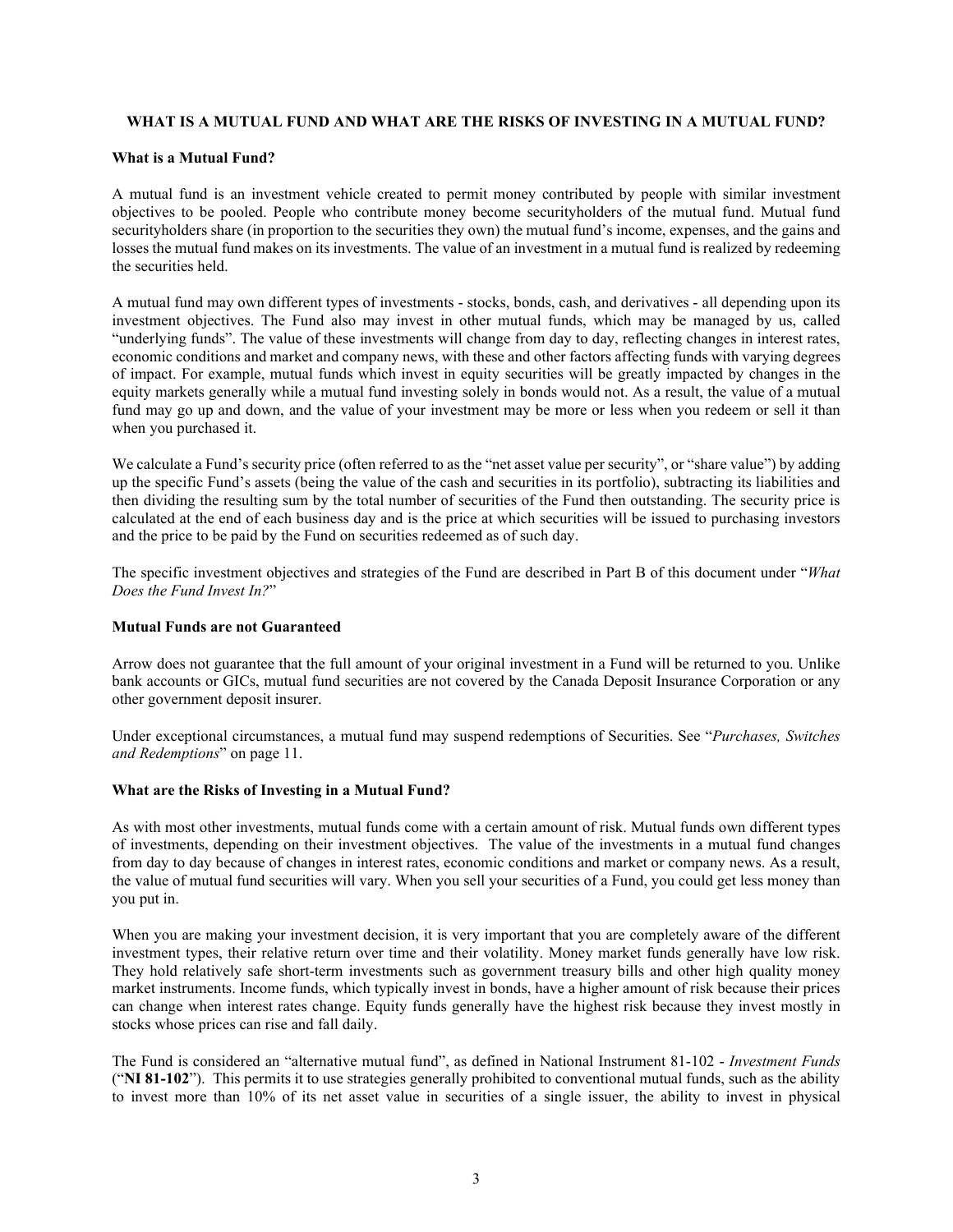## WHAT IS A MUTUAL FUND AND WHAT ARE THE RISKS OF INVESTING IN A MUTUAL FUND?

### What is a Mutual Fund?

A mutual fund is an investment vehicle created to permit money contributed by people with similar investment objectives to be pooled. People who contribute money become securityholders of the mutual fund. Mutual fund securityholders share (in proportion to the securities they own) the mutual fund's income, expenses, and the gains and losses the mutual fund makes on its investments. The value of an investment in a mutual fund is realized by redeeming the securities held.

A mutual fund may own different types of investments - stocks, bonds, cash, and derivatives - all depending upon its investment objectives. The Fund also may invest in other mutual funds, which may be managed by us, called "underlying funds". The value of these investments will change from day to day, reflecting changes in interest rates, economic conditions and market and company news, with these and other factors affecting funds with varying degrees of impact. For example, mutual funds which invest in equity securities will be greatly impacted by changes in the equity markets generally while a mutual fund investing solely in bonds would not. As a result, the value of a mutual fund may go up and down, and the value of your investment may be more or less when you redeem or sell it than when you purchased it.

We calculate a Fund's security price (often referred to as the "net asset value per security", or "share value") by adding up the specific Fund's assets (being the value of the cash and securities in its portfolio), subtracting its liabilities and then dividing the resulting sum by the total number of securities of the Fund then outstanding. The security price is calculated at the end of each business day and is the price at which securities will be issued to purchasing investors and the price to be paid by the Fund on securities redeemed as of such day.

The specific investment objectives and strategies of the Fund are described in Part B of this document under "*What Does the Fund Invest In?*"

### Mutual Funds are not Guaranteed

Arrow does not guarantee that the full amount of your original investment in a Fund will be returned to you. Unlike bank accounts or GICs, mutual fund securities are not covered by the Canada Deposit Insurance Corporation or any other government deposit insurer.

Under exceptional circumstances, a mutual fund may suspend redemptions of Securities. See "*Purchases, Switches and Redemptions*" on page 11.

### What are the Risks of Investing in a Mutual Fund?

As with most other investments, mutual funds come with a certain amount of risk. Mutual funds own different types of investments, depending on their investment objectives. The value of the investments in a mutual fund changes from day to day because of changes in interest rates, economic conditions and market or company news. As a result, the value of mutual fund securities will vary. When you sell your securities of a Fund, you could get less money than you put in.

When you are making your investment decision, it is very important that you are completely aware of the different investment types, their relative return over time and their volatility. Money market funds generally have low risk. They hold relatively safe short-term investments such as government treasury bills and other high quality money market instruments. Income funds, which typically invest in bonds, have a higher amount of risk because their prices can change when interest rates change. Equity funds generally have the highest risk because they invest mostly in stocks whose prices can rise and fall daily.

The Fund is considered an "alternative mutual fund", as defined in National Instrument 81-102 - *Investment Funds* ("**NI 81-102**"). This permits it to use strategies generally prohibited to conventional mutual funds, such as the ability to invest more than 10% of its net asset value in securities of a single issuer, the ability to invest in physical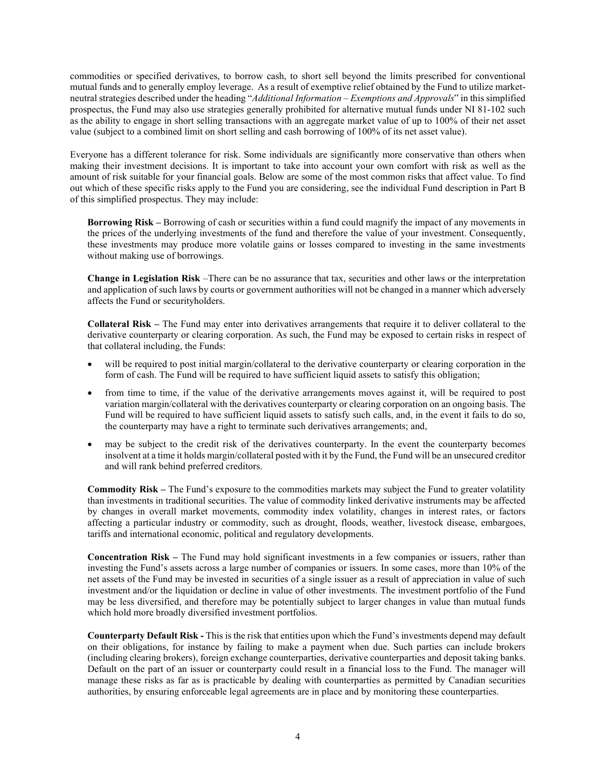commodities or specified derivatives, to borrow cash, to short sell beyond the limits prescribed for conventional mutual funds and to generally employ leverage. As a result of exemptive relief obtained by the Fund to utilize market-neutral strategies described under the heading "*Additional Information – Exemptions and Approvals*" in this simplified prospectus, the Fund may also use strategies generally prohibited for alternative mutual funds under NI 81-102 such as the ability to engage in short selling transactions with an aggregate market value of up to 100% of their net asset value (subject to a combined limit on short selling and cash borrowing of 100% of its net asset value).

Everyone has a different tolerance for risk. Some individuals are significantly more conservative than others when making their investment decisions. It is important to take into account your own comfort with risk as well as the amount of risk suitable for your financial goals. Below are some of the most common risks that affect value. To find out which of these specific risks apply to the Fund you are considering, see the individual Fund description in Part B of this simplified prospectus. They may include:

**Borrowing Risk –** Borrowing of cash or securities within a fund could magnify the impact of any movements in the prices of the underlying investments of the fund and therefore the value of your investment. Consequently, these investments may produce more volatile gains or losses compared to investing in the same investments without making use of borrowings.

**Change in Legislation Risk** –There can be no assurance that tax, securities and other laws or the interpretation and application of such laws by courts or government authorities will not be changed in a manner which adversely affects the Fund or securityholders.

**Collateral Risk –** The Fund may enter into derivatives arrangements that require it to deliver collateral to the derivative counterparty or clearing corporation. As such, the Fund may be exposed to certain risks in respect of that collateral including, the Funds:

- will be required to post initial margin/collateral to the derivative counterparty or clearing corporation in the form of cash. The Fund will be required to have sufficient liquid assets to satisfy this obligation;
- from time to time, if the value of the derivative arrangements moves against it, will be required to post variation margin/collateral with the derivatives counterparty or clearing corporation on an ongoing basis. The Fund will be required to have sufficient liquid assets to satisfy such calls, and, in the event it fails to do so, the counterparty may have a right to terminate such derivatives arrangements; and,
- may be subject to the credit risk of the derivatives counterparty. In the event the counterparty becomes insolvent at a time it holds margin/collateral posted with it by the Fund, the Fund will be an unsecured creditor and will rank behind preferred creditors.

**Commodity Risk –** The Fund's exposure to the commodities markets may subject the Fund to greater volatility than investments in traditional securities. The value of commodity linked derivative instruments may be affected by changes in overall market movements, commodity index volatility, changes in interest rates, or factors affecting a particular industry or commodity, such as drought, floods, weather, livestock disease, embargoes, tariffs and international economic, political and regulatory developments.

**Concentration Risk –** The Fund may hold significant investments in a few companies or issuers, rather than investing the Fund's assets across a large number of companies or issuers. In some cases, more than 10% of the net assets of the Fund may be invested in securities of a single issuer as a result of appreciation in value of such investment and/or the liquidation or decline in value of other investments. The investment portfolio of the Fund may be less diversified, and therefore may be potentially subject to larger changes in value than mutual funds which hold more broadly diversified investment portfolios.

**Counterparty Default Risk -** This is the risk that entities upon which the Fund's investments depend may default on their obligations, for instance by failing to make a payment when due. Such parties can include brokers (including clearing brokers), foreign exchange counterparties, derivative counterparties and deposit taking banks. Default on the part of an issuer or counterparty could result in a financial loss to the Fund. The manager will manage these risks as far as is practicable by dealing with counterparties as permitted by Canadian securities authorities, by ensuring enforceable legal agreements are in place and by monitoring these counterparties.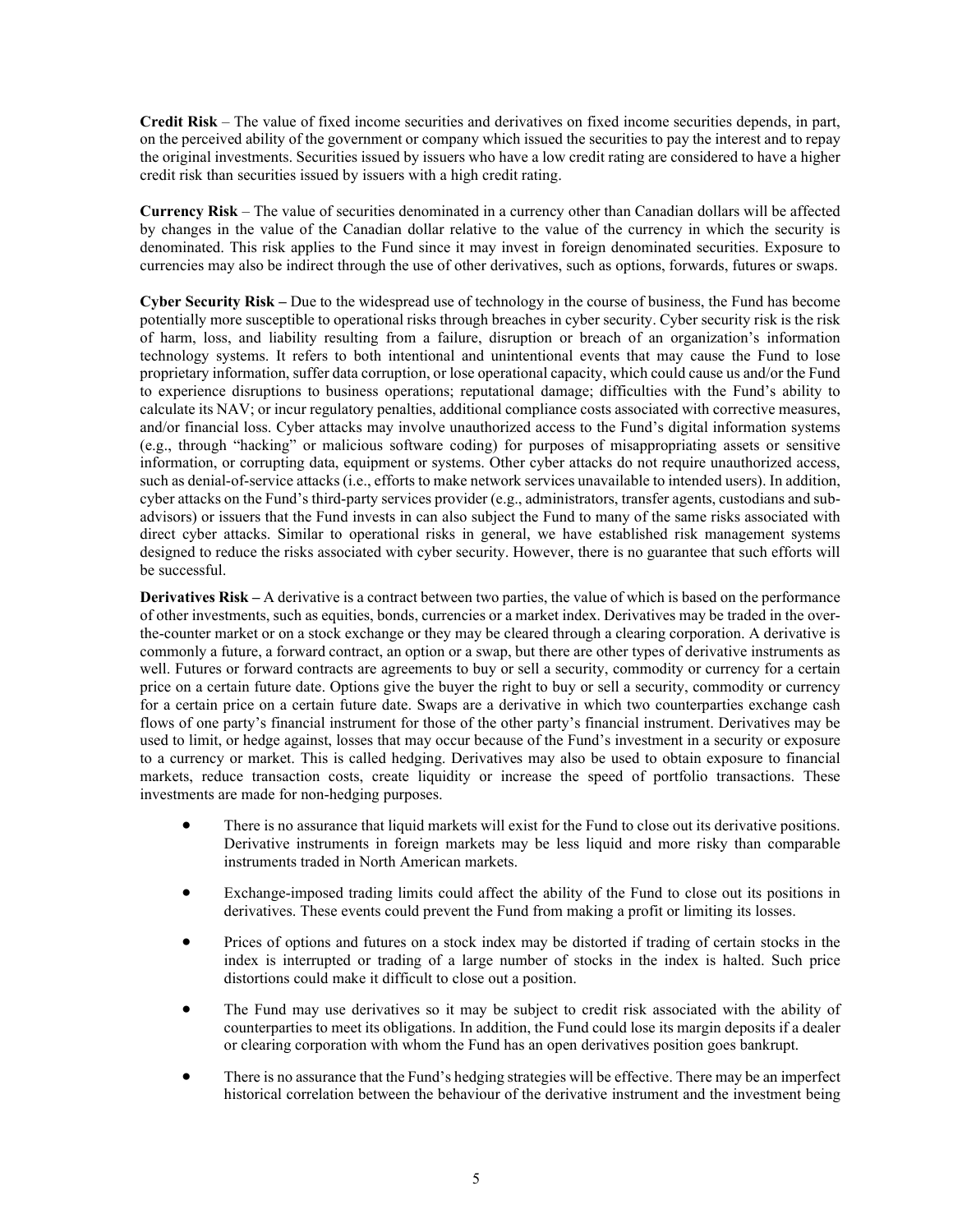**Credit Risk** – The value of fixed income securities and derivatives on fixed income securities depends, in part, on the perceived ability of the government or company which issued the securities to pay the interest and to repay the original investments. Securities issued by issuers who have a low credit rating are considered to have a higher credit risk than securities issued by issuers with a high credit rating.

**Currency Risk** – The value of securities denominated in a currency other than Canadian dollars will be affected by changes in the value of the Canadian dollar relative to the value of the currency in which the security is denominated. This risk applies to the Fund since it may invest in foreign denominated securities. Exposure to currencies may also be indirect through the use of other derivatives, such as options, forwards, futures or swaps.

**Cyber Security Risk –** Due to the widespread use of technology in the course of business, the Fund has become potentially more susceptible to operational risks through breaches in cyber security. Cyber security risk is the risk of harm, loss, and liability resulting from a failure, disruption or breach of an organization's information technology systems. It refers to both intentional and unintentional events that may cause the Fund to lose proprietary information, suffer data corruption, or lose operational capacity, which could cause us and/or the Fund to experience disruptions to business operations; reputational damage; difficulties with the Fund's ability to calculate its NAV; or incur regulatory penalties, additional compliance costs associated with corrective measures, and/or financial loss. Cyber attacks may involve unauthorized access to the Fund's digital information systems (e.g., through "hacking" or malicious software coding) for purposes of misappropriating assets or sensitive information, or corrupting data, equipment or systems. Other cyber attacks do not require unauthorized access, such as denial-of-service attacks (i.e., efforts to make network services unavailable to intended users). In addition, cyber attacks on the Fund's third-party services provider (e.g., administrators, transfer agents, custodians and sub-advisors) or issuers that the Fund invests in can also subject the Fund to many of the same risks associated with direct cyber attacks. Similar to operational risks in general, we have established risk management systems designed to reduce the risks associated with cyber security. However, there is no guarantee that such efforts will be successful.

**Derivatives Risk –** A derivative is a contract between two parties, the value of which is based on the performance of other investments, such as equities, bonds, currencies or a market index. Derivatives may be traded in the over-the-counter market or on a stock exchange or they may be cleared through a clearing corporation. A derivative is commonly a future, a forward contract, an option or a swap, but there are other types of derivative instruments as well. Futures or forward contracts are agreements to buy or sell a security, commodity or currency for a certain price on a certain future date. Options give the buyer the right to buy or sell a security, commodity or currency for a certain price on a certain future date. Swaps are a derivative in which two counterparties exchange cash flows of one party's financial instrument for those of the other party's financial instrument. Derivatives may be used to limit, or hedge against, losses that may occur because of the Fund's investment in a security or exposure to a currency or market. This is called hedging. Derivatives may also be used to obtain exposure to financial markets, reduce transaction costs, create liquidity or increase the speed of portfolio transactions. These investments are made for non-hedging purposes.

- There is no assurance that liquid markets will exist for the Fund to close out its derivative positions. Derivative instruments in foreign markets may be less liquid and more risky than comparable instruments traded in North American markets.
- Exchange-imposed trading limits could affect the ability of the Fund to close out its positions in derivatives. These events could prevent the Fund from making a profit or limiting its losses.
- Prices of options and futures on a stock index may be distorted if trading of certain stocks in the index is interrupted or trading of a large number of stocks in the index is halted. Such price distortions could make it difficult to close out a position.
- The Fund may use derivatives so it may be subject to credit risk associated with the ability of counterparties to meet its obligations. In addition, the Fund could lose its margin deposits if a dealer or clearing corporation with whom the Fund has an open derivatives position goes bankrupt.
- There is no assurance that the Fund's hedging strategies will be effective. There may be an imperfect historical correlation between the behaviour of the derivative instrument and the investment being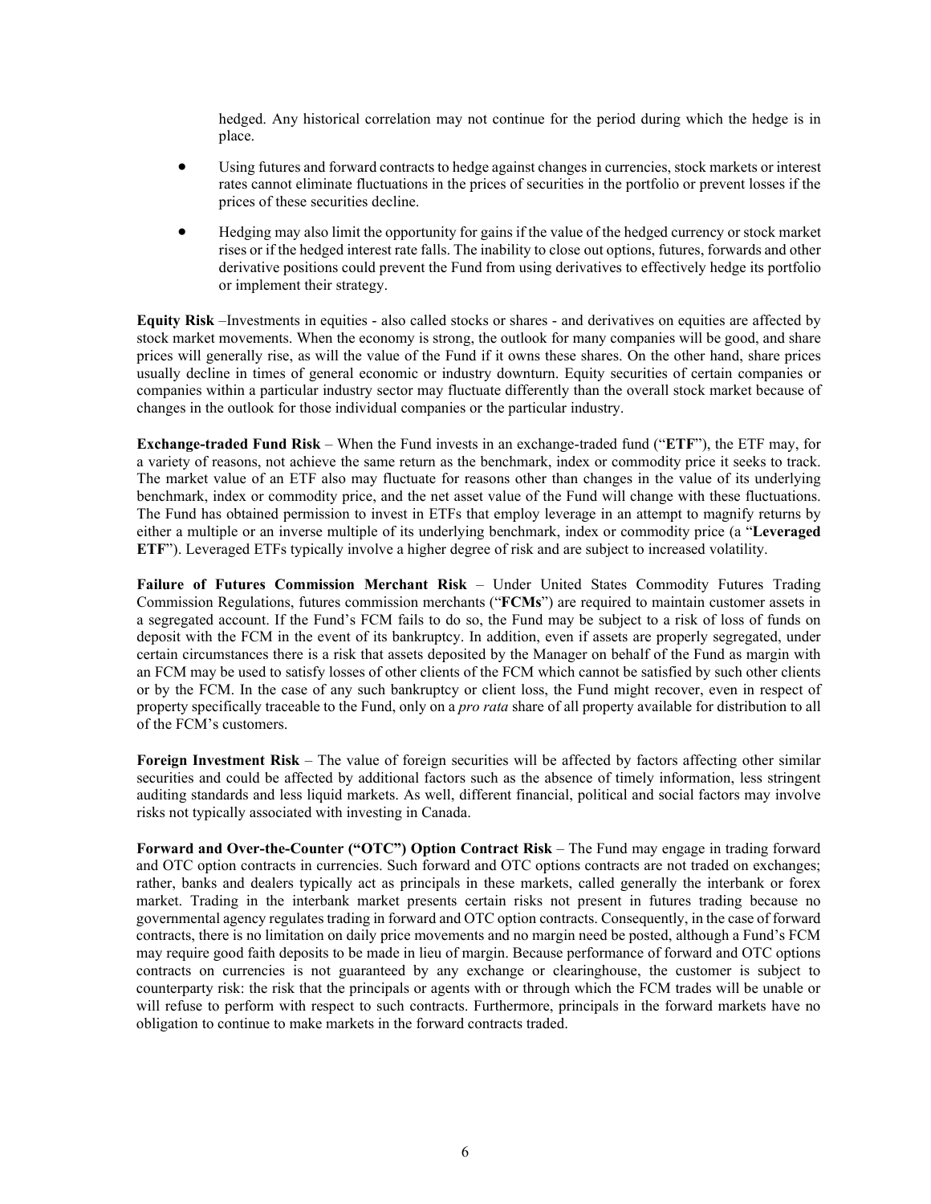hedged. Any historical correlation may not continue for the period during which the hedge is in place.

- Using futures and forward contracts to hedge against changes in currencies, stock markets or interest rates cannot eliminate fluctuations in the prices of securities in the portfolio or prevent losses if the prices of these securities decline.
- Hedging may also limit the opportunity for gains if the value of the hedged currency or stock market rises or if the hedged interest rate falls. The inability to close out options, futures, forwards and other derivative positions could prevent the Fund from using derivatives to effectively hedge its portfolio or implement their strategy.

**Equity Risk** –Investments in equities - also called stocks or shares - and derivatives on equities are affected by stock market movements. When the economy is strong, the outlook for many companies will be good, and share prices will generally rise, as will the value of the Fund if it owns these shares. On the other hand, share prices usually decline in times of general economic or industry downturn. Equity securities of certain companies or companies within a particular industry sector may fluctuate differently than the overall stock market because of changes in the outlook for those individual companies or the particular industry.

**Exchange-traded Fund Risk** – When the Fund invests in an exchange-traded fund ("**ETF**"), the ETF may, for a variety of reasons, not achieve the same return as the benchmark, index or commodity price it seeks to track. The market value of an ETF also may fluctuate for reasons other than changes in the value of its underlying benchmark, index or commodity price, and the net asset value of the Fund will change with these fluctuations. The Fund has obtained permission to invest in ETFs that employ leverage in an attempt to magnify returns by either a multiple or an inverse multiple of its underlying benchmark, index or commodity price (a "**Leveraged ETF**"). Leveraged ETFs typically involve a higher degree of risk and are subject to increased volatility.

**Failure of Futures Commission Merchant Risk** – Under United States Commodity Futures Trading Commission Regulations, futures commission merchants ("**FCMs**") are required to maintain customer assets in a segregated account. If the Fund's FCM fails to do so, the Fund may be subject to a risk of loss of funds on deposit with the FCM in the event of its bankruptcy. In addition, even if assets are properly segregated, under certain circumstances there is a risk that assets deposited by the Manager on behalf of the Fund as margin with an FCM may be used to satisfy losses of other clients of the FCM which cannot be satisfied by such other clients or by the FCM. In the case of any such bankruptcy or client loss, the Fund might recover, even in respect of property specifically traceable to the Fund, only on a *pro rata* share of all property available for distribution to all of the FCM's customers.

**Foreign Investment Risk** – The value of foreign securities will be affected by factors affecting other similar securities and could be affected by additional factors such as the absence of timely information, less stringent auditing standards and less liquid markets. As well, different financial, political and social factors may involve risks not typically associated with investing in Canada.

**Forward and Over-the-Counter ("OTC") Option Contract Risk** – The Fund may engage in trading forward and OTC option contracts in currencies. Such forward and OTC options contracts are not traded on exchanges; rather, banks and dealers typically act as principals in these markets, called generally the interbank or forex market. Trading in the interbank market presents certain risks not present in futures trading because no governmental agency regulates trading in forward and OTC option contracts. Consequently, in the case of forward contracts, there is no limitation on daily price movements and no margin need be posted, although a Fund's FCM may require good faith deposits to be made in lieu of margin. Because performance of forward and OTC options contracts on currencies is not guaranteed by any exchange or clearinghouse, the customer is subject to counterparty risk: the risk that the principals or agents with or through which the FCM trades will be unable or will refuse to perform with respect to such contracts. Furthermore, principals in the forward markets have no obligation to continue to make markets in the forward contracts traded.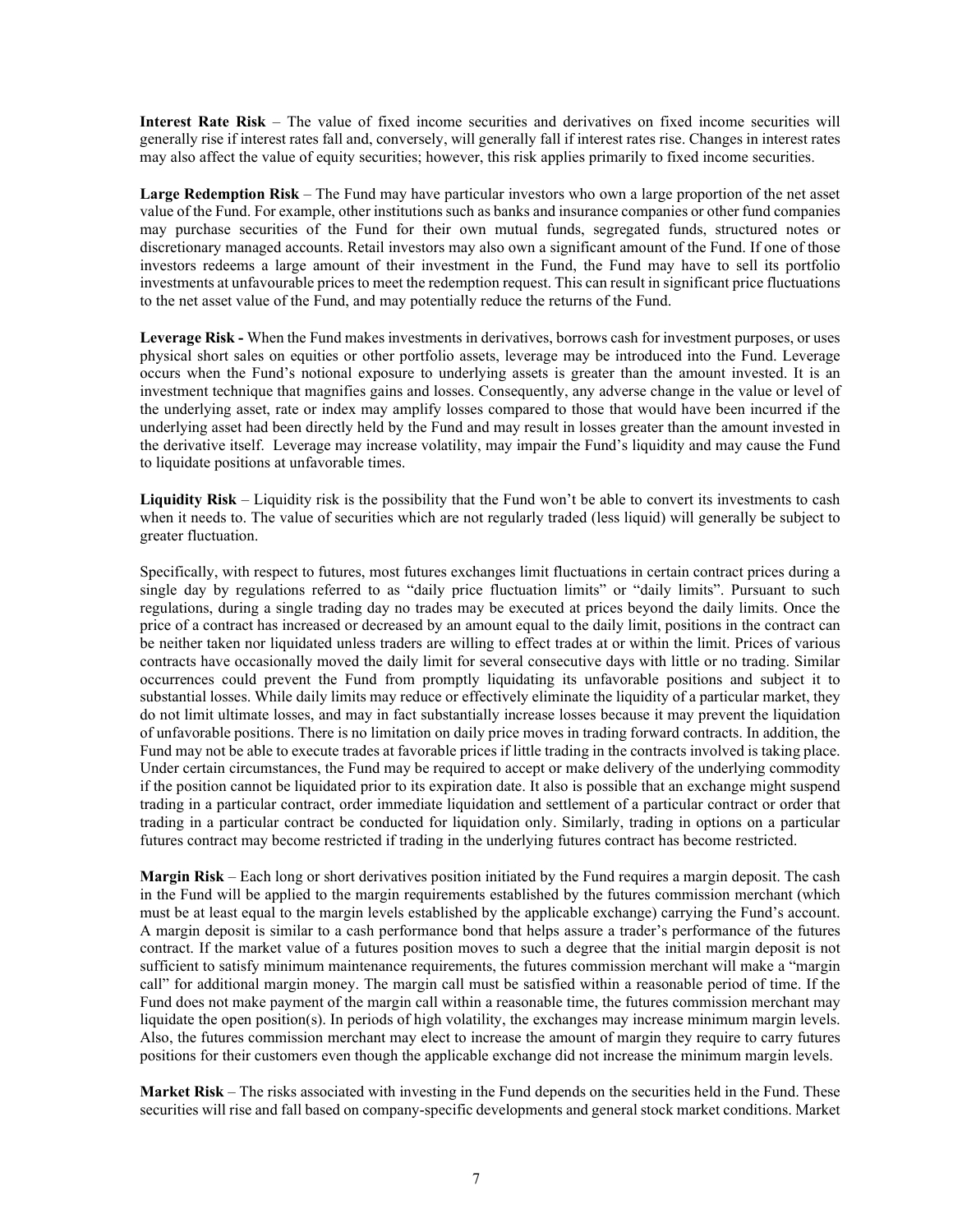**Interest Rate Risk** – The value of fixed income securities and derivatives on fixed income securities will generally rise if interest rates fall and, conversely, will generally fall if interest rates rise. Changes in interest rates may also affect the value of equity securities; however, this risk applies primarily to fixed income securities.

**Large Redemption Risk** – The Fund may have particular investors who own a large proportion of the net asset value of the Fund. For example, other institutions such as banks and insurance companies or other fund companies may purchase securities of the Fund for their own mutual funds, segregated funds, structured notes or discretionary managed accounts. Retail investors may also own a significant amount of the Fund. If one of those investors redeems a large amount of their investment in the Fund, the Fund may have to sell its portfolio investments at unfavourable prices to meet the redemption request. This can result in significant price fluctuations to the net asset value of the Fund, and may potentially reduce the returns of the Fund.

**Leverage Risk -** When the Fund makes investments in derivatives, borrows cash for investment purposes, or uses physical short sales on equities or other portfolio assets, leverage may be introduced into the Fund. Leverage occurs when the Fund's notional exposure to underlying assets is greater than the amount invested. It is an investment technique that magnifies gains and losses. Consequently, any adverse change in the value or level of the underlying asset, rate or index may amplify losses compared to those that would have been incurred if the underlying asset had been directly held by the Fund and may result in losses greater than the amount invested in the derivative itself. Leverage may increase volatility, may impair the Fund's liquidity and may cause the Fund to liquidate positions at unfavorable times.

**Liquidity Risk** – Liquidity risk is the possibility that the Fund won't be able to convert its investments to cash when it needs to. The value of securities which are not regularly traded (less liquid) will generally be subject to greater fluctuation.

Specifically, with respect to futures, most futures exchanges limit fluctuations in certain contract prices during a single day by regulations referred to as "daily price fluctuation limits" or "daily limits". Pursuant to such regulations, during a single trading day no trades may be executed at prices beyond the daily limits. Once the price of a contract has increased or decreased by an amount equal to the daily limit, positions in the contract can be neither taken nor liquidated unless traders are willing to effect trades at or within the limit. Prices of various contracts have occasionally moved the daily limit for several consecutive days with little or no trading. Similar occurrences could prevent the Fund from promptly liquidating its unfavorable positions and subject it to substantial losses. While daily limits may reduce or effectively eliminate the liquidity of a particular market, they do not limit ultimate losses, and may in fact substantially increase losses because it may prevent the liquidation of unfavorable positions. There is no limitation on daily price moves in trading forward contracts. In addition, the Fund may not be able to execute trades at favorable prices if little trading in the contracts involved is taking place. Under certain circumstances, the Fund may be required to accept or make delivery of the underlying commodity if the position cannot be liquidated prior to its expiration date. It also is possible that an exchange might suspend trading in a particular contract, order immediate liquidation and settlement of a particular contract or order that trading in a particular contract be conducted for liquidation only. Similarly, trading in options on a particular futures contract may become restricted if trading in the underlying futures contract has become restricted.

**Margin Risk** – Each long or short derivatives position initiated by the Fund requires a margin deposit. The cash in the Fund will be applied to the margin requirements established by the futures commission merchant (which must be at least equal to the margin levels established by the applicable exchange) carrying the Fund's account. A margin deposit is similar to a cash performance bond that helps assure a trader's performance of the futures contract. If the market value of a futures position moves to such a degree that the initial margin deposit is not sufficient to satisfy minimum maintenance requirements, the futures commission merchant will make a "margin call" for additional margin money. The margin call must be satisfied within a reasonable period of time. If the Fund does not make payment of the margin call within a reasonable time, the futures commission merchant may liquidate the open position(s). In periods of high volatility, the exchanges may increase minimum margin levels. Also, the futures commission merchant may elect to increase the amount of margin they require to carry futures positions for their customers even though the applicable exchange did not increase the minimum margin levels.

**Market Risk** – The risks associated with investing in the Fund depends on the securities held in the Fund. These securities will rise and fall based on company-specific developments and general stock market conditions. Market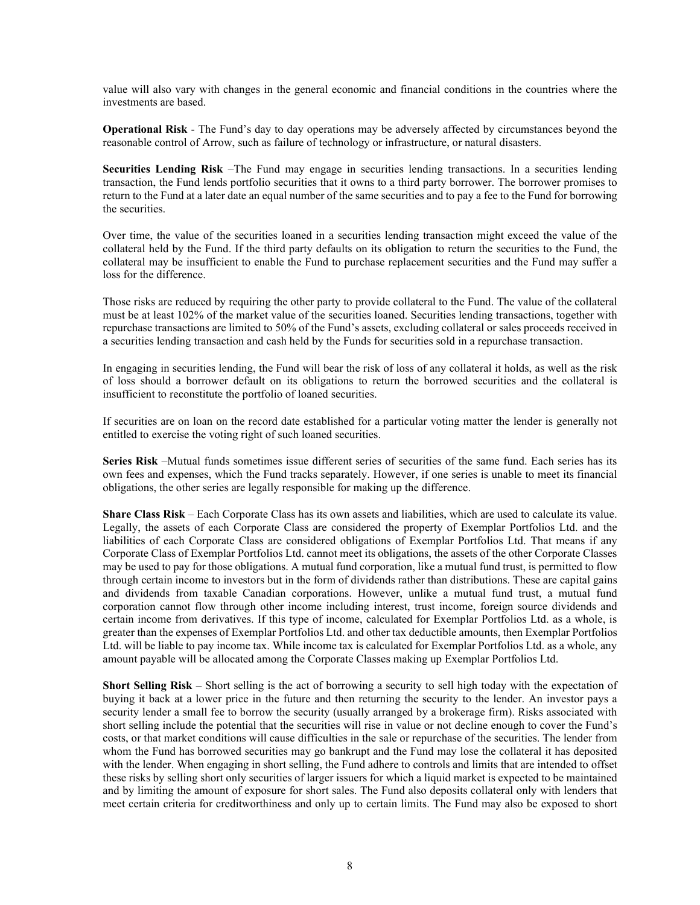value will also vary with changes in the general economic and financial conditions in the countries where the investments are based.

**Operational Risk** - The Fund's day to day operations may be adversely affected by circumstances beyond the reasonable control of Arrow, such as failure of technology or infrastructure, or natural disasters.

**Securities Lending Risk** –The Fund may engage in securities lending transactions. In a securities lending transaction, the Fund lends portfolio securities that it owns to a third party borrower. The borrower promises to return to the Fund at a later date an equal number of the same securities and to pay a fee to the Fund for borrowing the securities.

Over time, the value of the securities loaned in a securities lending transaction might exceed the value of the collateral held by the Fund. If the third party defaults on its obligation to return the securities to the Fund, the collateral may be insufficient to enable the Fund to purchase replacement securities and the Fund may suffer a loss for the difference.

Those risks are reduced by requiring the other party to provide collateral to the Fund. The value of the collateral must be at least 102% of the market value of the securities loaned. Securities lending transactions, together with repurchase transactions are limited to 50% of the Fund's assets, excluding collateral or sales proceeds received in a securities lending transaction and cash held by the Funds for securities sold in a repurchase transaction.

In engaging in securities lending, the Fund will bear the risk of loss of any collateral it holds, as well as the risk of loss should a borrower default on its obligations to return the borrowed securities and the collateral is insufficient to reconstitute the portfolio of loaned securities.

If securities are on loan on the record date established for a particular voting matter the lender is generally not entitled to exercise the voting right of such loaned securities.

**Series Risk** –Mutual funds sometimes issue different series of securities of the same fund. Each series has its own fees and expenses, which the Fund tracks separately. However, if one series is unable to meet its financial obligations, the other series are legally responsible for making up the difference.

**Share Class Risk** – Each Corporate Class has its own assets and liabilities, which are used to calculate its value. Legally, the assets of each Corporate Class are considered the property of Exemplar Portfolios Ltd. and the liabilities of each Corporate Class are considered obligations of Exemplar Portfolios Ltd. That means if any Corporate Class of Exemplar Portfolios Ltd. cannot meet its obligations, the assets of the other Corporate Classes may be used to pay for those obligations. A mutual fund corporation, like a mutual fund trust, is permitted to flow through certain income to investors but in the form of dividends rather than distributions. These are capital gains and dividends from taxable Canadian corporations. However, unlike a mutual fund trust, a mutual fund corporation cannot flow through other income including interest, trust income, foreign source dividends and certain income from derivatives. If this type of income, calculated for Exemplar Portfolios Ltd. as a whole, is greater than the expenses of Exemplar Portfolios Ltd. and other tax deductible amounts, then Exemplar Portfolios Ltd. will be liable to pay income tax. While income tax is calculated for Exemplar Portfolios Ltd. as a whole, any amount payable will be allocated among the Corporate Classes making up Exemplar Portfolios Ltd.

**Short Selling Risk** – Short selling is the act of borrowing a security to sell high today with the expectation of buying it back at a lower price in the future and then returning the security to the lender. An investor pays a security lender a small fee to borrow the security (usually arranged by a brokerage firm). Risks associated with short selling include the potential that the securities will rise in value or not decline enough to cover the Fund's costs, or that market conditions will cause difficulties in the sale or repurchase of the securities. The lender from whom the Fund has borrowed securities may go bankrupt and the Fund may lose the collateral it has deposited with the lender. When engaging in short selling, the Fund adhere to controls and limits that are intended to offset these risks by selling short only securities of larger issuers for which a liquid market is expected to be maintained and by limiting the amount of exposure for short sales. The Fund also deposits collateral only with lenders that meet certain criteria for creditworthiness and only up to certain limits. The Fund may also be exposed to short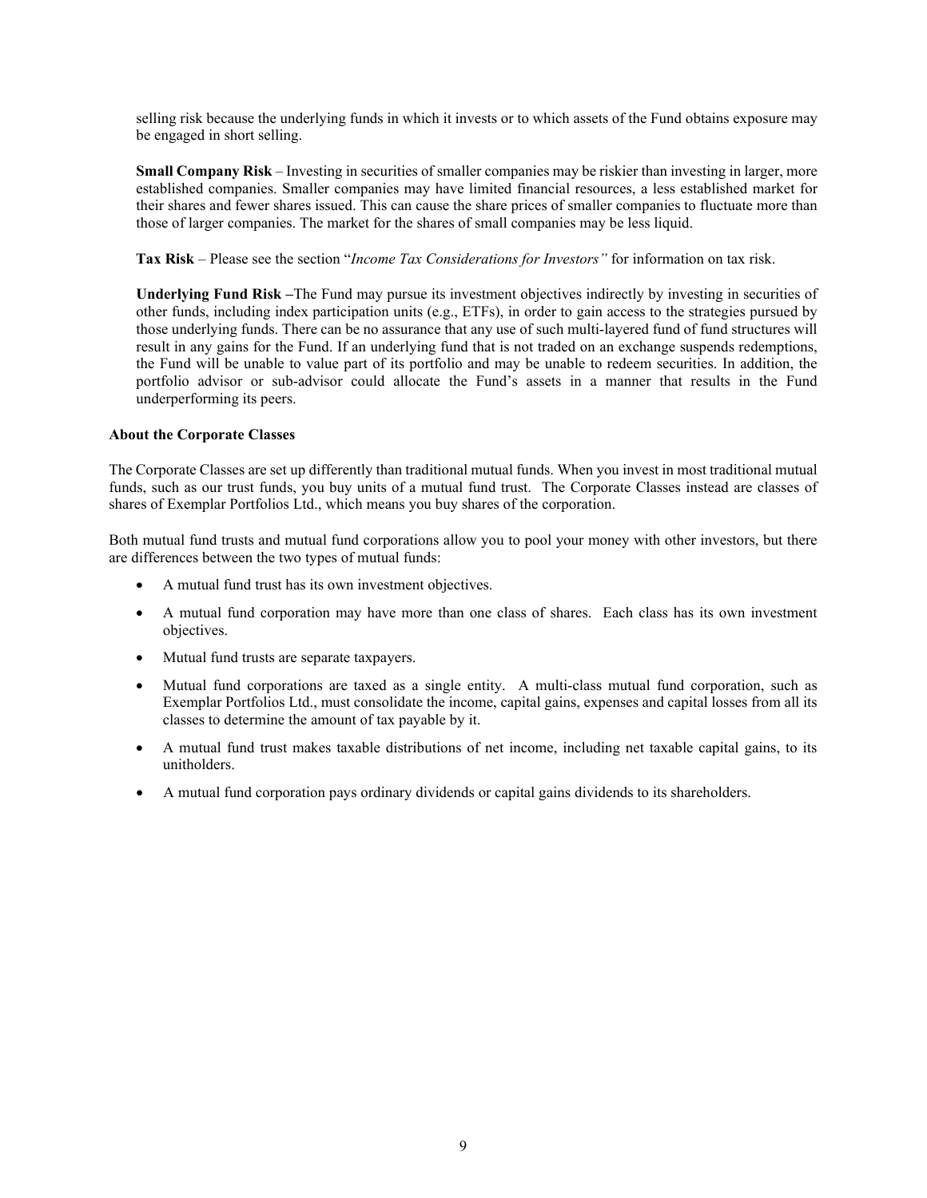selling risk because the underlying funds in which it invests or to which assets of the Fund obtains exposure may be engaged in short selling.

**Small Company Risk** – Investing in securities of smaller companies may be riskier than investing in larger, more established companies. Smaller companies may have limited financial resources, a less established market for their shares and fewer shares issued. This can cause the share prices of smaller companies to fluctuate more than those of larger companies. The market for the shares of small companies may be less liquid.

**Tax Risk** – Please see the section "*Income Tax Considerations for Investors"* for information on tax risk.

**Underlying Fund Risk –**The Fund may pursue its investment objectives indirectly by investing in securities of other funds, including index participation units (e.g., ETFs), in order to gain access to the strategies pursued by those underlying funds. There can be no assurance that any use of such multi-layered fund of fund structures will result in any gains for the Fund. If an underlying fund that is not traded on an exchange suspends redemptions, the Fund will be unable to value part of its portfolio and may be unable to redeem securities. In addition, the portfolio advisor or sub-advisor could allocate the Fund's assets in a manner that results in the Fund underperforming its peers.

**About the Corporate Classes**

The Corporate Classes are set up differently than traditional mutual funds. When you invest in most traditional mutual funds, such as our trust funds, you buy units of a mutual fund trust. The Corporate Classes instead are classes of shares of Exemplar Portfolios Ltd., which means you buy shares of the corporation.

Both mutual fund trusts and mutual fund corporations allow you to pool your money with other investors, but there are differences between the two types of mutual funds:

- A mutual fund trust has its own investment objectives.
- A mutual fund corporation may have more than one class of shares. Each class has its own investment objectives.
- Mutual fund trusts are separate taxpayers.
- Mutual fund corporations are taxed as a single entity. A multi-class mutual fund corporation, such as Exemplar Portfolios Ltd., must consolidate the income, capital gains, expenses and capital losses from all its classes to determine the amount of tax payable by it.
- A mutual fund trust makes taxable distributions of net income, including net taxable capital gains, to its unitholders.
- A mutual fund corporation pays ordinary dividends or capital gains dividends to its shareholders.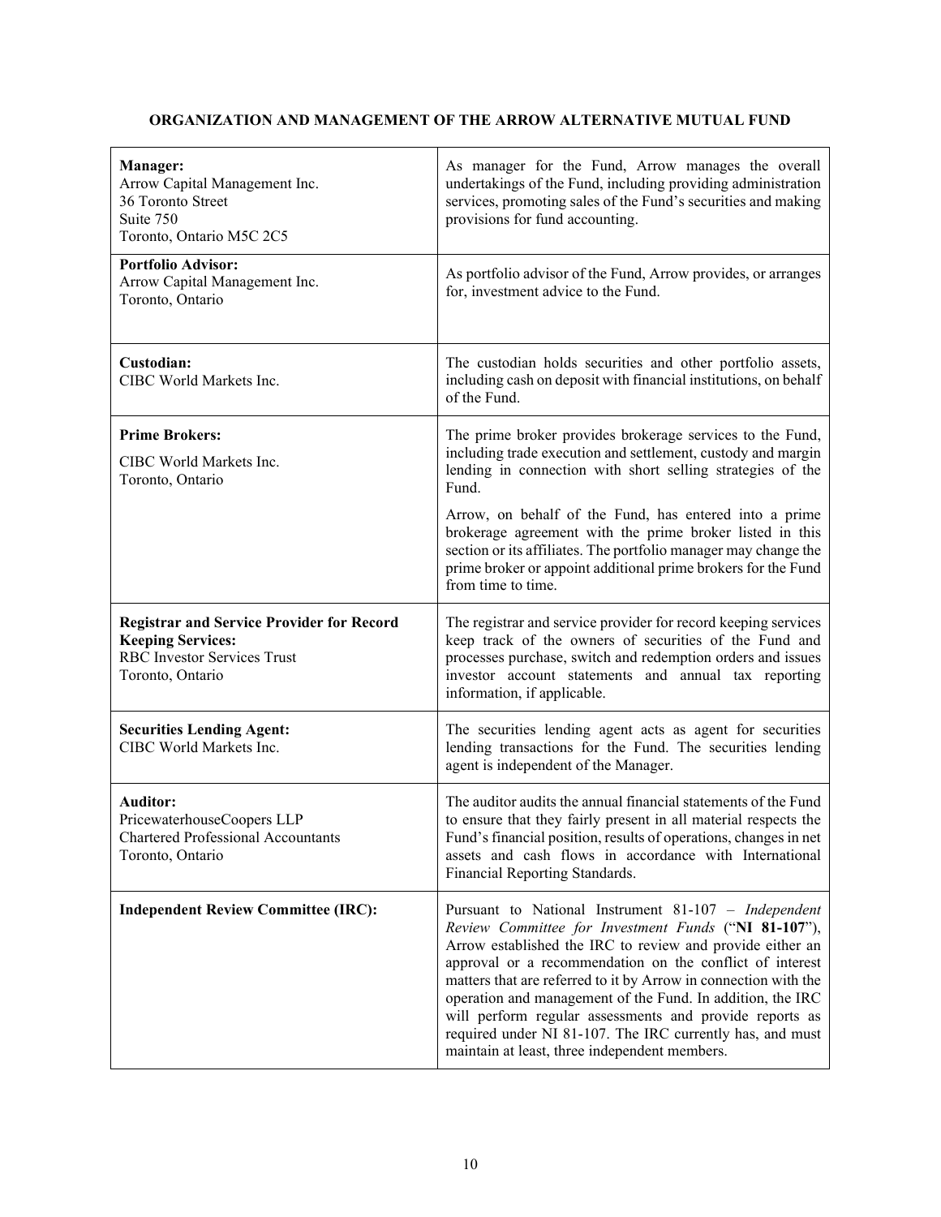**ORGANIZATION AND MANAGEMENT OF THE ARROW ALTERNATIVE MUTUAL FUND**

| | |
|---|---|
| **Manager:**<br>Arrow Capital Management Inc.<br>36 Toronto Street<br>Suite 750<br>Toronto, Ontario M5C 2C5 | As manager for the Fund, Arrow manages the overall undertakings of the Fund, including providing administration services, promoting sales of the Fund's securities and making provisions for fund accounting. |
| **Portfolio Advisor:**<br>Arrow Capital Management Inc.<br>Toronto, Ontario | As portfolio advisor of the Fund, Arrow provides, or arranges for, investment advice to the Fund. |
| **Custodian:**<br>CIBC World Markets Inc. | The custodian holds securities and other portfolio assets, including cash on deposit with financial institutions, on behalf of the Fund. |
| **Prime Brokers:**<br>CIBC World Markets Inc.<br>Toronto, Ontario | The prime broker provides brokerage services to the Fund, including trade execution and settlement, custody and margin lending in connection with short selling strategies of the Fund.<br><br>Arrow, on behalf of the Fund, has entered into a prime brokerage agreement with the prime broker listed in this section or its affiliates. The portfolio manager may change the prime broker or appoint additional prime brokers for the Fund from time to time. |
| **Registrar and Service Provider for Record Keeping Services:**<br>RBC Investor Services Trust<br>Toronto, Ontario | The registrar and service provider for record keeping services keep track of the owners of securities of the Fund and processes purchase, switch and redemption orders and issues investor account statements and annual tax reporting information, if applicable. |
| **Securities Lending Agent:**<br>CIBC World Markets Inc. | The securities lending agent acts as agent for securities lending transactions for the Fund. The securities lending agent is independent of the Manager. |
| **Auditor:**<br>PricewaterhouseCoopers LLP<br>Chartered Professional Accountants<br>Toronto, Ontario | The auditor audits the annual financial statements of the Fund to ensure that they fairly present in all material respects the Fund's financial position, results of operations, changes in net assets and cash flows in accordance with International Financial Reporting Standards. |
| **Independent Review Committee (IRC):** | Pursuant to National Instrument 81-107 – *Independent Review Committee for Investment Funds* ("**NI 81-107**"), Arrow established the IRC to review and provide either an approval or a recommendation on the conflict of interest matters that are referred to it by Arrow in connection with the operation and management of the Fund. In addition, the IRC will perform regular assessments and provide reports as required under NI 81-107. The IRC currently has, and must maintain at least, three independent members. |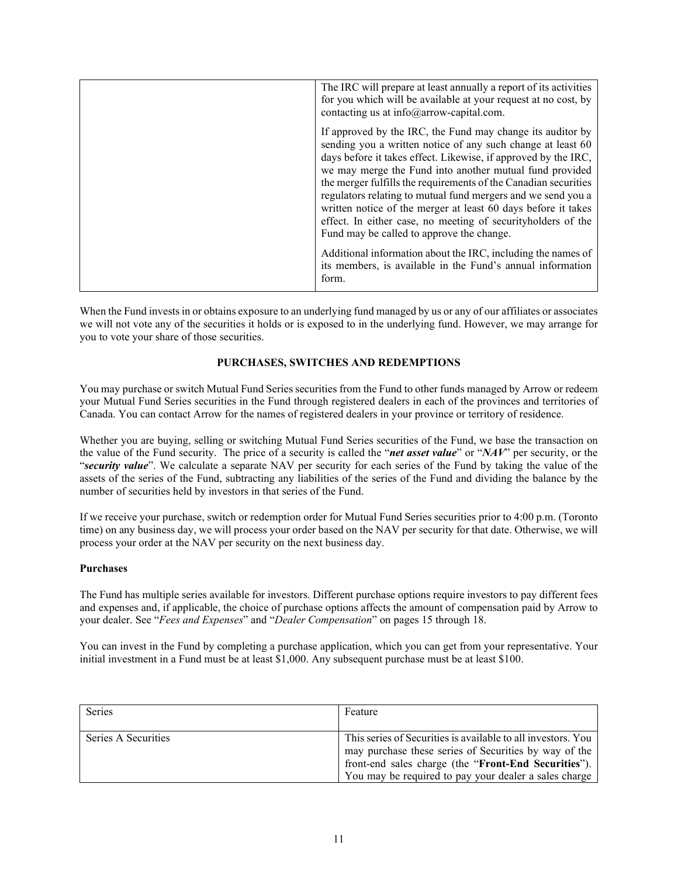| | |
|---|---|
| | The IRC will prepare at least annually a report of its activities for you which will be available at your request at no cost, by contacting us at info@arrow-capital.com.<br><br>If approved by the IRC, the Fund may change its auditor by sending you a written notice of any such change at least 60 days before it takes effect. Likewise, if approved by the IRC, we may merge the Fund into another mutual fund provided the merger fulfills the requirements of the Canadian securities regulators relating to mutual fund mergers and we send you a written notice of the merger at least 60 days before it takes effect. In either case, no meeting of securityholders of the Fund may be called to approve the change.<br><br>Additional information about the IRC, including the names of its members, is available in the Fund's annual information form. |

When the Fund invests in or obtains exposure to an underlying fund managed by us or any of our affiliates or associates we will not vote any of the securities it holds or is exposed to in the underlying fund. However, we may arrange for you to vote your share of those securities.

## PURCHASES, SWITCHES AND REDEMPTIONS

You may purchase or switch Mutual Fund Series securities from the Fund to other funds managed by Arrow or redeem your Mutual Fund Series securities in the Fund through registered dealers in each of the provinces and territories of Canada. You can contact Arrow for the names of registered dealers in your province or territory of residence.

Whether you are buying, selling or switching Mutual Fund Series securities of the Fund, we base the transaction on the value of the Fund security. The price of a security is called the "***net asset value***" or "***NAV***" per security, or the "***security value***". We calculate a separate NAV per security for each series of the Fund by taking the value of the assets of the series of the Fund, subtracting any liabilities of the series of the Fund and dividing the balance by the number of securities held by investors in that series of the Fund.

If we receive your purchase, switch or redemption order for Mutual Fund Series securities prior to 4:00 p.m. (Toronto time) on any business day, we will process your order based on the NAV per security for that date. Otherwise, we will process your order at the NAV per security on the next business day.

### Purchases

The Fund has multiple series available for investors. Different purchase options require investors to pay different fees and expenses and, if applicable, the choice of purchase options affects the amount of compensation paid by Arrow to your dealer. See "*Fees and Expenses*" and "*Dealer Compensation*" on pages 15 through 18.

You can invest in the Fund by completing a purchase application, which you can get from your representative. Your initial investment in a Fund must be at least $1,000. Any subsequent purchase must be at least $100.

| Series | Feature |
|---|---|
| Series A Securities | This series of Securities is available to all investors. You may purchase these series of Securities by way of the front-end sales charge (the "**Front-End Securities**"). You may be required to pay your dealer a sales charge |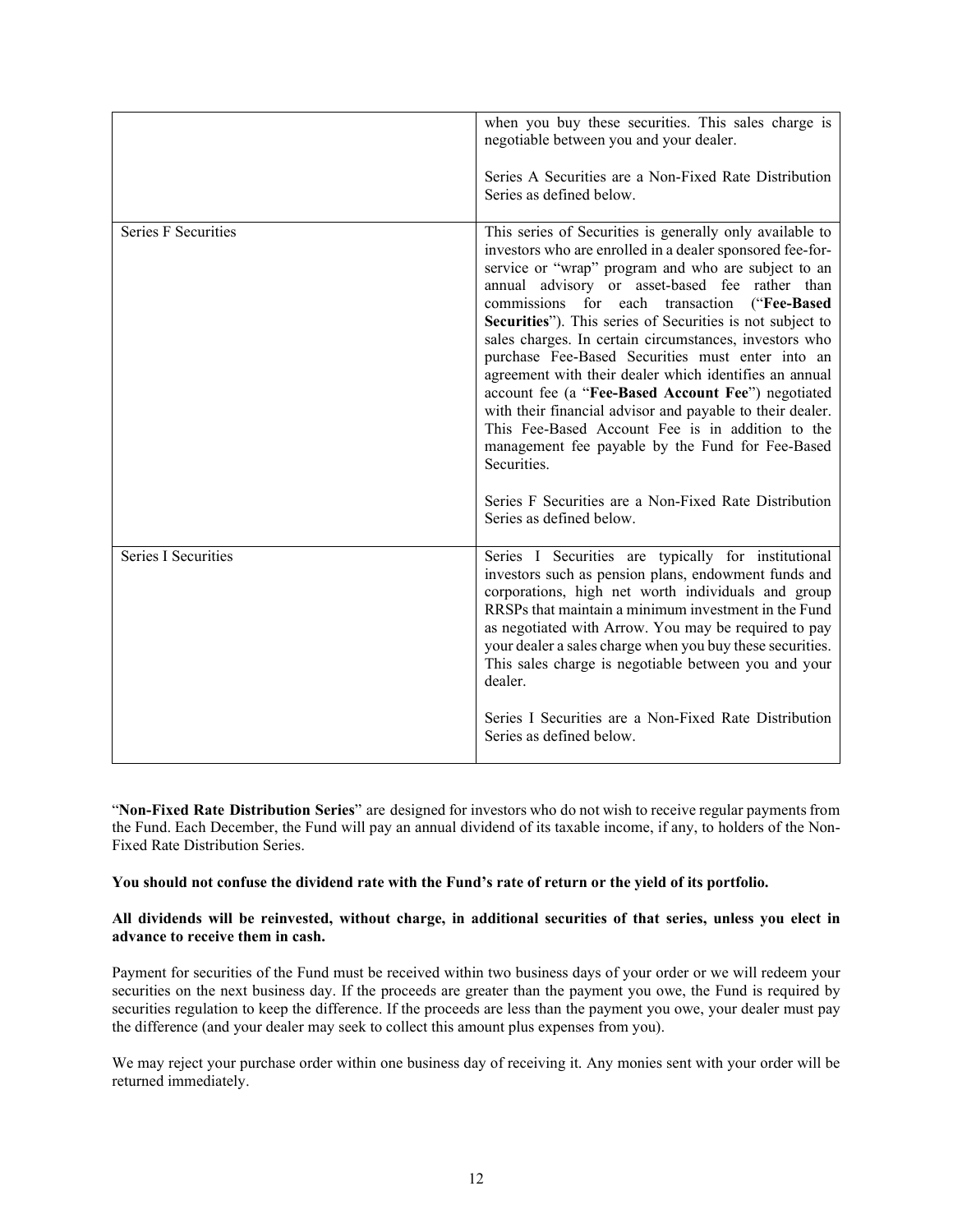| | |
|---|---|
| | when you buy these securities. This sales charge is negotiable between you and your dealer.<br><br>Series A Securities are a Non-Fixed Rate Distribution Series as defined below. |
| Series F Securities | This series of Securities is generally only available to investors who are enrolled in a dealer sponsored fee-for-service or "wrap" program and who are subject to an annual advisory or asset-based fee rather than commissions for each transaction ("**Fee-Based Securities**"). This series of Securities is not subject to sales charges. In certain circumstances, investors who purchase Fee-Based Securities must enter into an agreement with their dealer which identifies an annual account fee (a "**Fee-Based Account Fee**") negotiated with their financial advisor and payable to their dealer. This Fee-Based Account Fee is in addition to the management fee payable by the Fund for Fee-Based Securities.<br><br>Series F Securities are a Non-Fixed Rate Distribution Series as defined below. |
| Series I Securities | Series I Securities are typically for institutional investors such as pension plans, endowment funds and corporations, high net worth individuals and group RRSPs that maintain a minimum investment in the Fund as negotiated with Arrow. You may be required to pay your dealer a sales charge when you buy these securities. This sales charge is negotiable between you and your dealer.<br><br>Series I Securities are a Non-Fixed Rate Distribution Series as defined below. |

"**Non-Fixed Rate Distribution Series**" are designed for investors who do not wish to receive regular payments from the Fund. Each December, the Fund will pay an annual dividend of its taxable income, if any, to holders of the Non-Fixed Rate Distribution Series.

**You should not confuse the dividend rate with the Fund's rate of return or the yield of its portfolio.**

**All dividends will be reinvested, without charge, in additional securities of that series, unless you elect in advance to receive them in cash.**

Payment for securities of the Fund must be received within two business days of your order or we will redeem your securities on the next business day. If the proceeds are greater than the payment you owe, the Fund is required by securities regulation to keep the difference. If the proceeds are less than the payment you owe, your dealer must pay the difference (and your dealer may seek to collect this amount plus expenses from you).

We may reject your purchase order within one business day of receiving it. Any monies sent with your order will be returned immediately.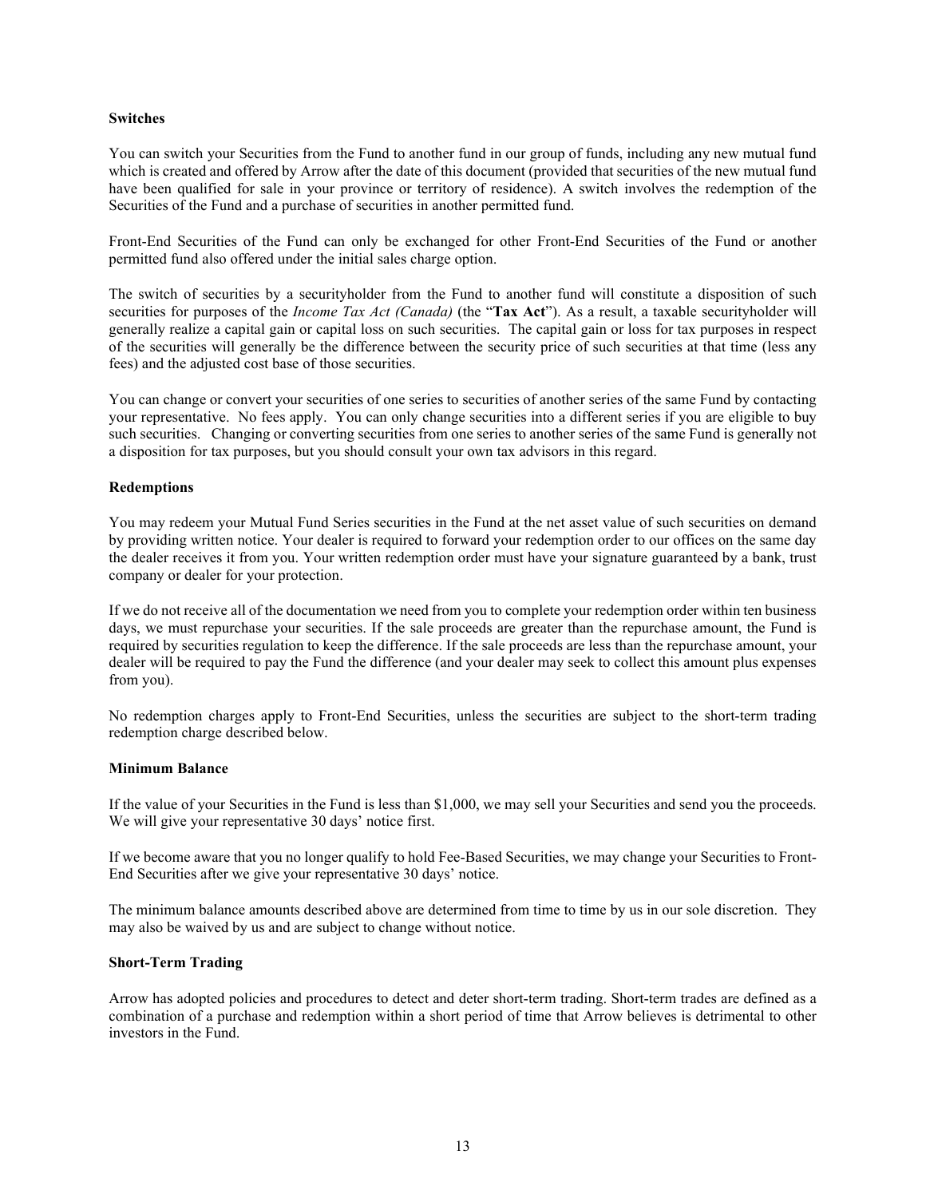**Switches**

You can switch your Securities from the Fund to another fund in our group of funds, including any new mutual fund which is created and offered by Arrow after the date of this document (provided that securities of the new mutual fund have been qualified for sale in your province or territory of residence). A switch involves the redemption of the Securities of the Fund and a purchase of securities in another permitted fund.

Front-End Securities of the Fund can only be exchanged for other Front-End Securities of the Fund or another permitted fund also offered under the initial sales charge option.

The switch of securities by a securityholder from the Fund to another fund will constitute a disposition of such securities for purposes of the *Income Tax Act (Canada)* (the "**Tax Act**"). As a result, a taxable securityholder will generally realize a capital gain or capital loss on such securities. The capital gain or loss for tax purposes in respect of the securities will generally be the difference between the security price of such securities at that time (less any fees) and the adjusted cost base of those securities.

You can change or convert your securities of one series to securities of another series of the same Fund by contacting your representative. No fees apply. You can only change securities into a different series if you are eligible to buy such securities. Changing or converting securities from one series to another series of the same Fund is generally not a disposition for tax purposes, but you should consult your own tax advisors in this regard.

**Redemptions**

You may redeem your Mutual Fund Series securities in the Fund at the net asset value of such securities on demand by providing written notice. Your dealer is required to forward your redemption order to our offices on the same day the dealer receives it from you. Your written redemption order must have your signature guaranteed by a bank, trust company or dealer for your protection.

If we do not receive all of the documentation we need from you to complete your redemption order within ten business days, we must repurchase your securities. If the sale proceeds are greater than the repurchase amount, the Fund is required by securities regulation to keep the difference. If the sale proceeds are less than the repurchase amount, your dealer will be required to pay the Fund the difference (and your dealer may seek to collect this amount plus expenses from you).

No redemption charges apply to Front-End Securities, unless the securities are subject to the short-term trading redemption charge described below.

**Minimum Balance**

If the value of your Securities in the Fund is less than $1,000, we may sell your Securities and send you the proceeds. We will give your representative 30 days' notice first.

If we become aware that you no longer qualify to hold Fee-Based Securities, we may change your Securities to Front-End Securities after we give your representative 30 days' notice.

The minimum balance amounts described above are determined from time to time by us in our sole discretion. They may also be waived by us and are subject to change without notice.

**Short-Term Trading**

Arrow has adopted policies and procedures to detect and deter short-term trading. Short-term trades are defined as a combination of a purchase and redemption within a short period of time that Arrow believes is detrimental to other investors in the Fund.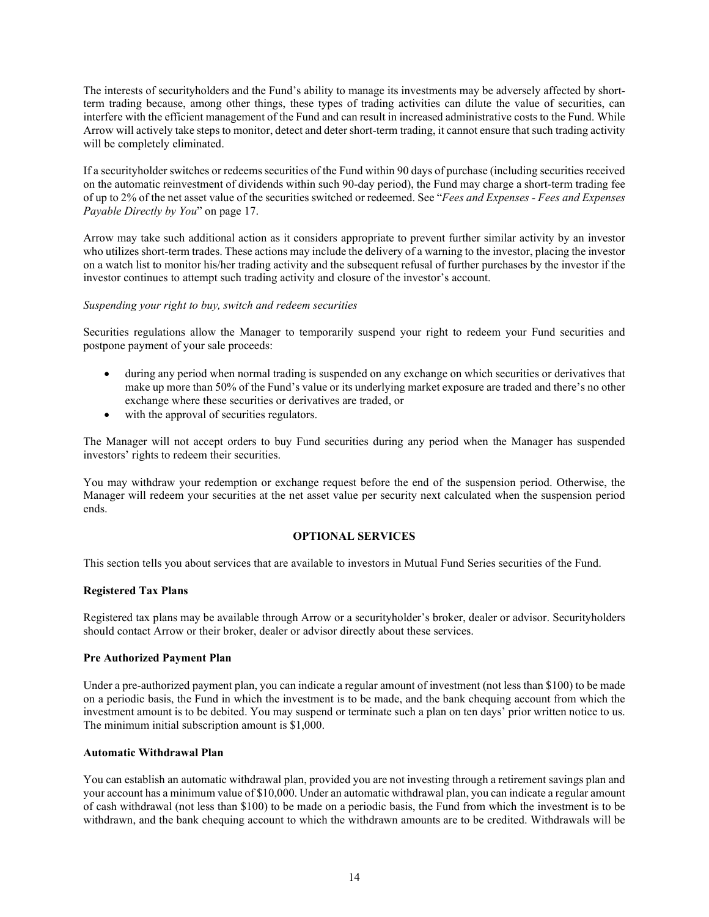The interests of securityholders and the Fund's ability to manage its investments may be adversely affected by short-term trading because, among other things, these types of trading activities can dilute the value of securities, can interfere with the efficient management of the Fund and can result in increased administrative costs to the Fund. While Arrow will actively take steps to monitor, detect and deter short-term trading, it cannot ensure that such trading activity will be completely eliminated.

If a securityholder switches or redeems securities of the Fund within 90 days of purchase (including securities received on the automatic reinvestment of dividends within such 90-day period), the Fund may charge a short-term trading fee of up to 2% of the net asset value of the securities switched or redeemed. See "*Fees and Expenses - Fees and Expenses Payable Directly by You*" on page 17.

Arrow may take such additional action as it considers appropriate to prevent further similar activity by an investor who utilizes short-term trades. These actions may include the delivery of a warning to the investor, placing the investor on a watch list to monitor his/her trading activity and the subsequent refusal of further purchases by the investor if the investor continues to attempt such trading activity and closure of the investor's account.

*Suspending your right to buy, switch and redeem securities*

Securities regulations allow the Manager to temporarily suspend your right to redeem your Fund securities and postpone payment of your sale proceeds:

- during any period when normal trading is suspended on any exchange on which securities or derivatives that make up more than 50% of the Fund's value or its underlying market exposure are traded and there's no other exchange where these securities or derivatives are traded, or
- with the approval of securities regulators.

The Manager will not accept orders to buy Fund securities during any period when the Manager has suspended investors' rights to redeem their securities.

You may withdraw your redemption or exchange request before the end of the suspension period. Otherwise, the Manager will redeem your securities at the net asset value per security next calculated when the suspension period ends.

## OPTIONAL SERVICES

This section tells you about services that are available to investors in Mutual Fund Series securities of the Fund.

### Registered Tax Plans

Registered tax plans may be available through Arrow or a securityholder's broker, dealer or advisor. Securityholders should contact Arrow or their broker, dealer or advisor directly about these services.

### Pre Authorized Payment Plan

Under a pre-authorized payment plan, you can indicate a regular amount of investment (not less than $100) to be made on a periodic basis, the Fund in which the investment is to be made, and the bank chequing account from which the investment amount is to be debited. You may suspend or terminate such a plan on ten days' prior written notice to us. The minimum initial subscription amount is $1,000.

### Automatic Withdrawal Plan

You can establish an automatic withdrawal plan, provided you are not investing through a retirement savings plan and your account has a minimum value of $10,000. Under an automatic withdrawal plan, you can indicate a regular amount of cash withdrawal (not less than $100) to be made on a periodic basis, the Fund from which the investment is to be withdrawn, and the bank chequing account to which the withdrawn amounts are to be credited. Withdrawals will be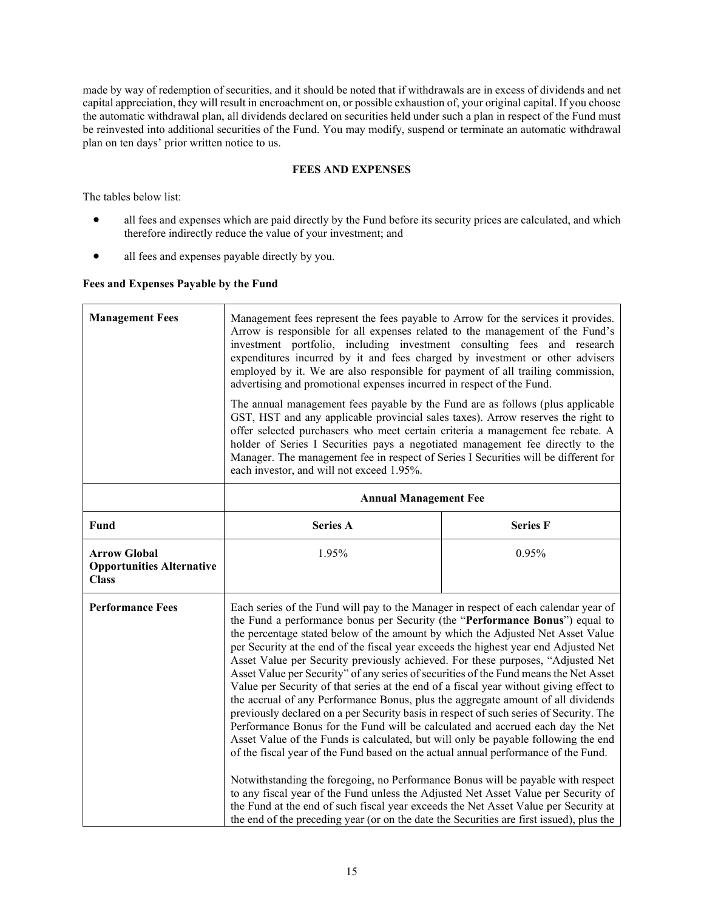made by way of redemption of securities, and it should be noted that if withdrawals are in excess of dividends and net capital appreciation, they will result in encroachment on, or possible exhaustion of, your original capital. If you choose the automatic withdrawal plan, all dividends declared on securities held under such a plan in respect of the Fund must be reinvested into additional securities of the Fund. You may modify, suspend or terminate an automatic withdrawal plan on ten days' prior written notice to us.

## FEES AND EXPENSES

The tables below list:

- all fees and expenses which are paid directly by the Fund before its security prices are calculated, and which therefore indirectly reduce the value of your investment; and
- all fees and expenses payable directly by you.

### Fees and Expenses Payable by the Fund

| | | |
|---|---|---|
| **Management Fees** | Management fees represent the fees payable to Arrow for the services it provides. Arrow is responsible for all expenses related to the management of the Fund's investment portfolio, including investment consulting fees and research expenditures incurred by it and fees charged by investment or other advisers employed by it. We are also responsible for payment of all trailing commission, advertising and promotional expenses incurred in respect of the Fund.<br><br>The annual management fees payable by the Fund are as follows (plus applicable GST, HST and any applicable provincial sales taxes). Arrow reserves the right to offer selected purchasers who meet certain criteria a management fee rebate. A holder of Series I Securities pays a negotiated management fee directly to the Manager. The management fee in respect of Series I Securities will be different for each investor, and will not exceed 1.95%. | |
| | **Annual Management Fee** | |
| **Fund** | **Series A** | **Series F** |
| **Arrow Global Opportunities Alternative Class** | 1.95% | 0.95% |
| **Performance Fees** | Each series of the Fund will pay to the Manager in respect of each calendar year of the Fund a performance bonus per Security (the "**Performance Bonus**") equal to the percentage stated below of the amount by which the Adjusted Net Asset Value per Security at the end of the fiscal year exceeds the highest year end Adjusted Net Asset Value per Security previously achieved. For these purposes, "Adjusted Net Asset Value per Security" of any series of securities of the Fund means the Net Asset Value per Security of that series at the end of a fiscal year without giving effect to the accrual of any Performance Bonus, plus the aggregate amount of all dividends previously declared on a per Security basis in respect of such series of Security. The Performance Bonus for the Fund will be calculated and accrued each day the Net Asset Value of the Funds is calculated, but will only be payable following the end of the fiscal year of the Fund based on the actual annual performance of the Fund.<br><br>Notwithstanding the foregoing, no Performance Bonus will be payable with respect to any fiscal year of the Fund unless the Adjusted Net Asset Value per Security of the Fund at the end of such fiscal year exceeds the Net Asset Value per Security at the end of the preceding year (or on the date the Securities are first issued), plus the | |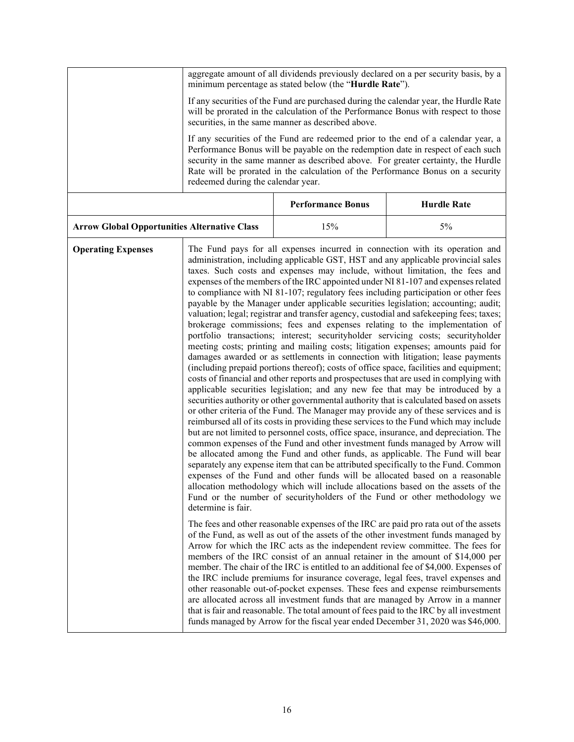| | |
|---|---|
| | aggregate amount of all dividends previously declared on a per security basis, by a minimum percentage as stated below (the "**Hurdle Rate**").<br><br>If any securities of the Fund are purchased during the calendar year, the Hurdle Rate will be prorated in the calculation of the Performance Bonus with respect to those securities, in the same manner as described above.<br><br>If any securities of the Fund are redeemed prior to the end of a calendar year, a Performance Bonus will be payable on the redemption date in respect of each such security in the same manner as described above. For greater certainty, the Hurdle Rate will be prorated in the calculation of the Performance Bonus on a security redeemed during the calendar year. |

| | Performance Bonus | Hurdle Rate |
|---|---|---|
| **Arrow Global Opportunities Alternative Class** | 15% | 5% |

| | |
|---|---|
| **Operating Expenses** | The Fund pays for all expenses incurred in connection with its operation and administration, including applicable GST, HST and any applicable provincial sales taxes. Such costs and expenses may include, without limitation, the fees and expenses of the members of the IRC appointed under NI 81-107 and expenses related to compliance with NI 81-107; regulatory fees including participation or other fees payable by the Manager under applicable securities legislation; accounting; audit; valuation; legal; registrar and transfer agency, custodial and safekeeping fees; taxes; brokerage commissions; fees and expenses relating to the implementation of portfolio transactions; interest; securityholder servicing costs; securityholder meeting costs; printing and mailing costs; litigation expenses; amounts paid for damages awarded or as settlements in connection with litigation; lease payments (including prepaid portions thereof); costs of office space, facilities and equipment; costs of financial and other reports and prospectuses that are used in complying with applicable securities legislation; and any new fee that may be introduced by a securities authority or other governmental authority that is calculated based on assets or other criteria of the Fund. The Manager may provide any of these services and is reimbursed all of its costs in providing these services to the Fund which may include but are not limited to personnel costs, office space, insurance, and depreciation. The common expenses of the Fund and other investment funds managed by Arrow will be allocated among the Fund and other funds, as applicable. The Fund will bear separately any expense item that can be attributed specifically to the Fund. Common expenses of the Fund and other funds will be allocated based on a reasonable allocation methodology which will include allocations based on the assets of the Fund or the number of securityholders of the Fund or other methodology we determine is fair.<br><br>The fees and other reasonable expenses of the IRC are paid pro rata out of the assets of the Fund, as well as out of the assets of the other investment funds managed by Arrow for which the IRC acts as the independent review committee. The fees for members of the IRC consist of an annual retainer in the amount of $14,000 per member. The chair of the IRC is entitled to an additional fee of $4,000. Expenses of the IRC include premiums for insurance coverage, legal fees, travel expenses and other reasonable out-of-pocket expenses. These fees and expense reimbursements are allocated across all investment funds that are managed by Arrow in a manner that is fair and reasonable. The total amount of fees paid to the IRC by all investment funds managed by Arrow for the fiscal year ended December 31, 2020 was $46,000. |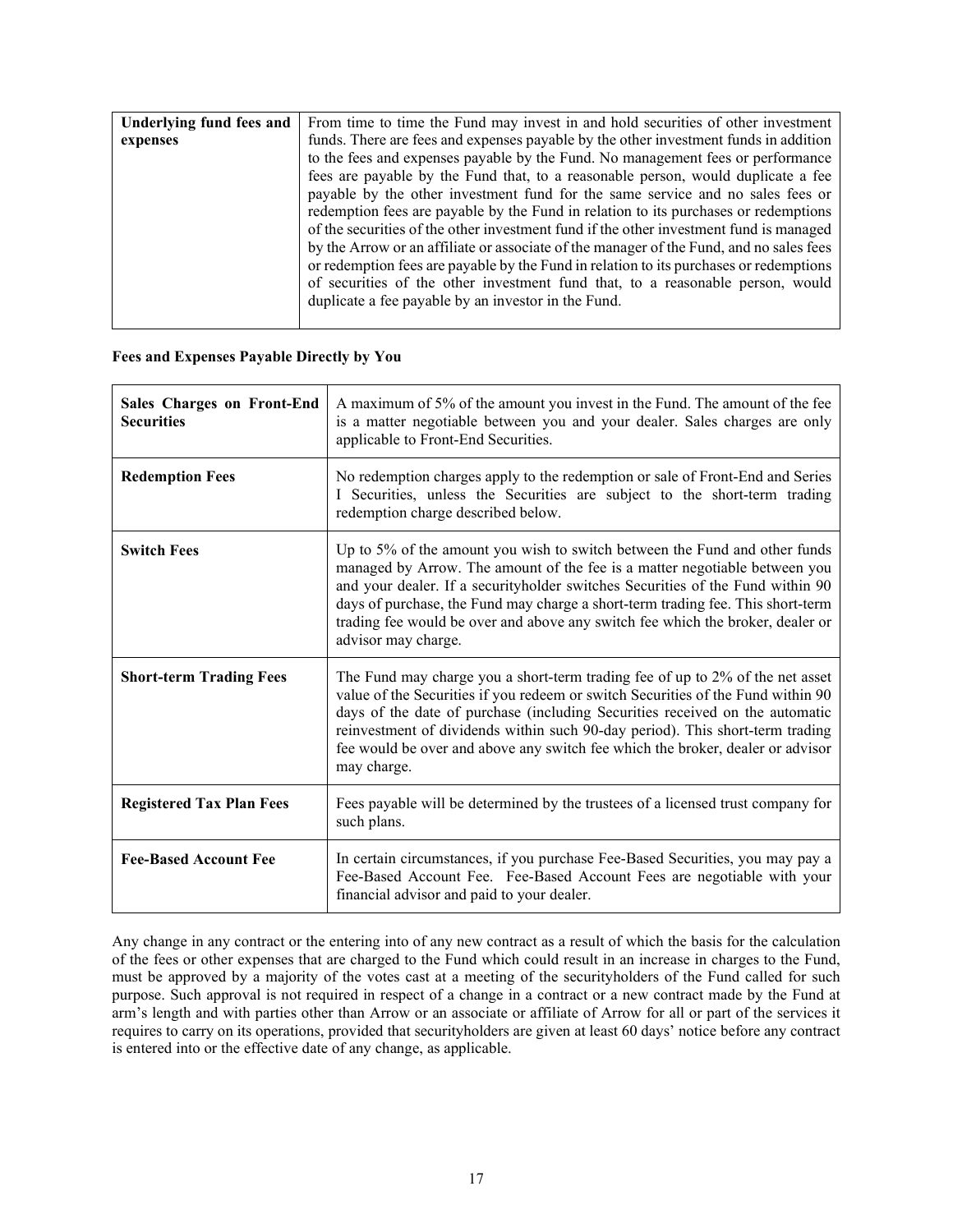| Underlying fund fees and expenses | From time to time the Fund may invest in and hold securities of other investment funds. There are fees and expenses payable by the other investment funds in addition to the fees and expenses payable by the Fund. No management fees or performance fees are payable by the Fund that, to a reasonable person, would duplicate a fee payable by the other investment fund for the same service and no sales fees or redemption fees are payable by the Fund in relation to its purchases or redemptions of the securities of the other investment fund if the other investment fund is managed by the Arrow or an affiliate or associate of the manager of the Fund, and no sales fees or redemption fees are payable by the Fund in relation to its purchases or redemptions of securities of the other investment fund that, to a reasonable person, would duplicate a fee payable by an investor in the Fund. |
|---|---|

**Fees and Expenses Payable Directly by You**

| Sales Charges on Front-End Securities | A maximum of 5% of the amount you invest in the Fund. The amount of the fee is a matter negotiable between you and your dealer. Sales charges are only applicable to Front-End Securities. |
|---|---|
| **Redemption Fees** | No redemption charges apply to the redemption or sale of Front-End and Series I Securities, unless the Securities are subject to the short-term trading redemption charge described below. |
| **Switch Fees** | Up to 5% of the amount you wish to switch between the Fund and other funds managed by Arrow. The amount of the fee is a matter negotiable between you and your dealer. If a securityholder switches Securities of the Fund within 90 days of purchase, the Fund may charge a short-term trading fee. This short-term trading fee would be over and above any switch fee which the broker, dealer or advisor may charge. |
| **Short-term Trading Fees** | The Fund may charge you a short-term trading fee of up to 2% of the net asset value of the Securities if you redeem or switch Securities of the Fund within 90 days of the date of purchase (including Securities received on the automatic reinvestment of dividends within such 90-day period). This short-term trading fee would be over and above any switch fee which the broker, dealer or advisor may charge. |
| **Registered Tax Plan Fees** | Fees payable will be determined by the trustees of a licensed trust company for such plans. |
| **Fee-Based Account Fee** | In certain circumstances, if you purchase Fee-Based Securities, you may pay a Fee-Based Account Fee. Fee-Based Account Fees are negotiable with your financial advisor and paid to your dealer. |

Any change in any contract or the entering into of any new contract as a result of which the basis for the calculation of the fees or other expenses that are charged to the Fund which could result in an increase in charges to the Fund, must be approved by a majority of the votes cast at a meeting of the securityholders of the Fund called for such purpose. Such approval is not required in respect of a change in a contract or a new contract made by the Fund at arm's length and with parties other than Arrow or an associate or affiliate of Arrow for all or part of the services it requires to carry on its operations, provided that securityholders are given at least 60 days' notice before any contract is entered into or the effective date of any change, as applicable.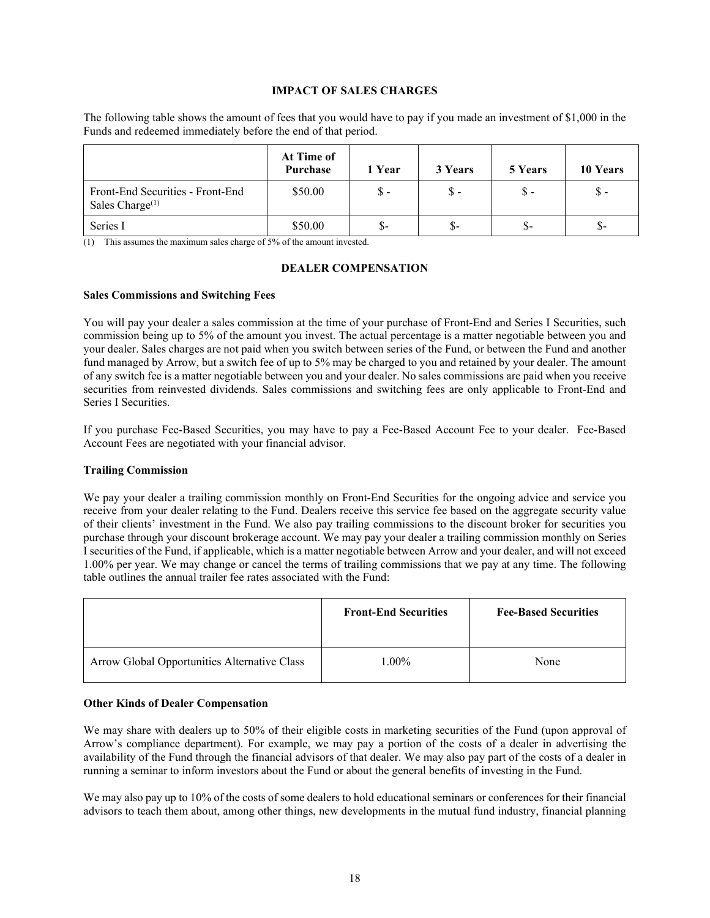## IMPACT OF SALES CHARGES

The following table shows the amount of fees that you would have to pay if you made an investment of $1,000 in the Funds and redeemed immediately before the end of that period.

| | At Time of Purchase | 1 Year | 3 Years | 5 Years | 10 Years |
|---|---|---|---|---|---|
| Front-End Securities - Front-End Sales Charge[(1)] | $50.00 | $ - | $ - | $ - | $ - |
| Series I | $50.00 | $- | $- | $- | $- |

(1) This assumes the maximum sales charge of 5% of the amount invested.

## DEALER COMPENSATION

### Sales Commissions and Switching Fees

You will pay your dealer a sales commission at the time of your purchase of Front-End and Series I Securities, such commission being up to 5% of the amount you invest. The actual percentage is a matter negotiable between you and your dealer. Sales charges are not paid when you switch between series of the Fund, or between the Fund and another fund managed by Arrow, but a switch fee of up to 5% may be charged to you and retained by your dealer. The amount of any switch fee is a matter negotiable between you and your dealer. No sales commissions are paid when you receive securities from reinvested dividends. Sales commissions and switching fees are only applicable to Front-End and Series I Securities.

If you purchase Fee-Based Securities, you may have to pay a Fee-Based Account Fee to your dealer. Fee-Based Account Fees are negotiated with your financial advisor.

### Trailing Commission

We pay your dealer a trailing commission monthly on Front-End Securities for the ongoing advice and service you receive from your dealer relating to the Fund. Dealers receive this service fee based on the aggregate security value of their clients' investment in the Fund. We also pay trailing commissions to the discount broker for securities you purchase through your discount brokerage account. We may pay your dealer a trailing commission monthly on Series I securities of the Fund, if applicable, which is a matter negotiable between Arrow and your dealer, and will not exceed 1.00% per year. We may change or cancel the terms of trailing commissions that we pay at any time. The following table outlines the annual trailer fee rates associated with the Fund:

| | Front-End Securities | Fee-Based Securities |
|---|---|---|
| Arrow Global Opportunities Alternative Class | 1.00% | None |

### Other Kinds of Dealer Compensation

We may share with dealers up to 50% of their eligible costs in marketing securities of the Fund (upon approval of Arrow's compliance department). For example, we may pay a portion of the costs of a dealer in advertising the availability of the Fund through the financial advisors of that dealer. We may also pay part of the costs of a dealer in running a seminar to inform investors about the Fund or about the general benefits of investing in the Fund.

We may also pay up to 10% of the costs of some dealers to hold educational seminars or conferences for their financial advisors to teach them about, among other things, new developments in the mutual fund industry, financial planning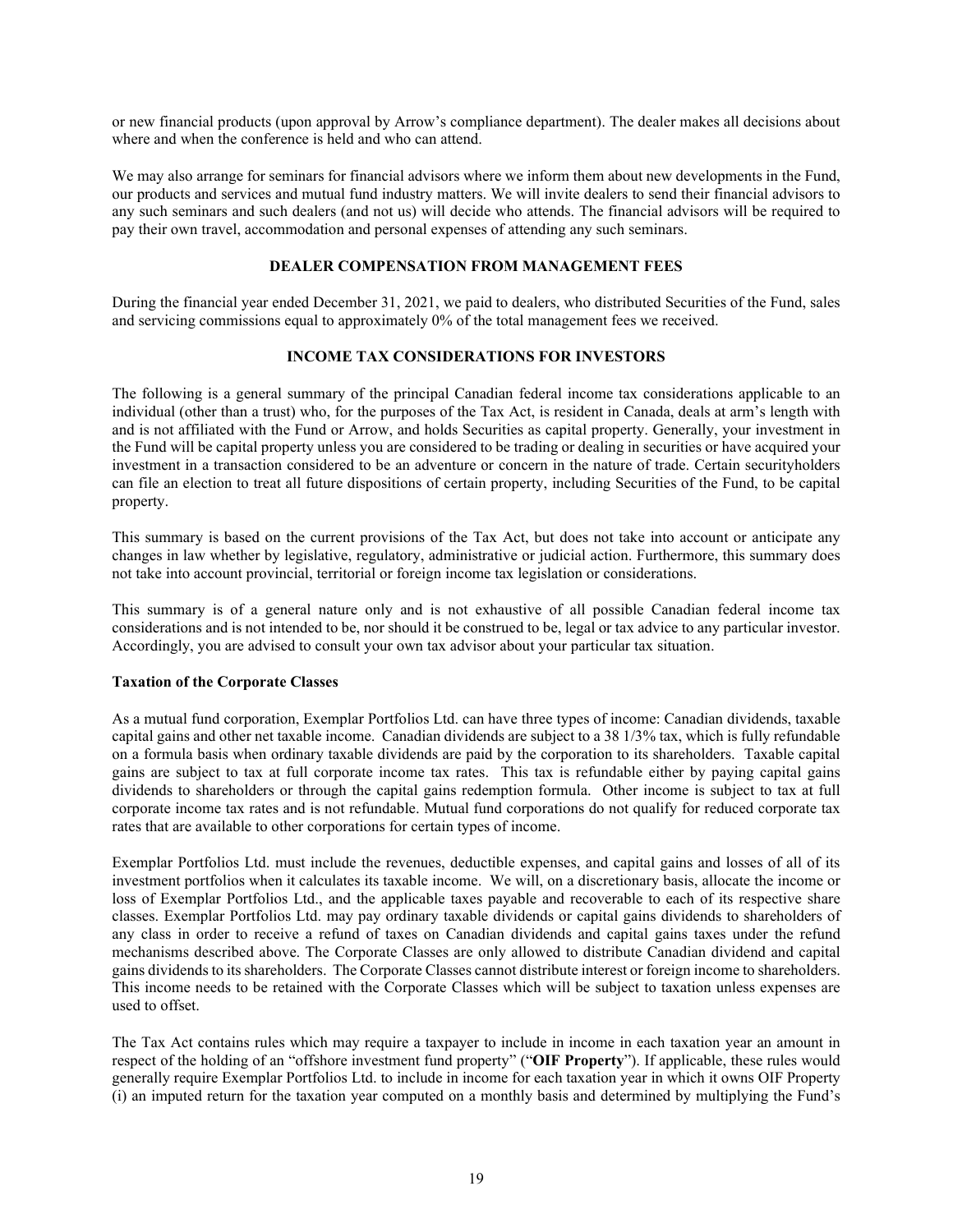or new financial products (upon approval by Arrow's compliance department). The dealer makes all decisions about where and when the conference is held and who can attend.

We may also arrange for seminars for financial advisors where we inform them about new developments in the Fund, our products and services and mutual fund industry matters. We will invite dealers to send their financial advisors to any such seminars and such dealers (and not us) will decide who attends. The financial advisors will be required to pay their own travel, accommodation and personal expenses of attending any such seminars.

## DEALER COMPENSATION FROM MANAGEMENT FEES

During the financial year ended December 31, 2021, we paid to dealers, who distributed Securities of the Fund, sales and servicing commissions equal to approximately 0% of the total management fees we received.

## INCOME TAX CONSIDERATIONS FOR INVESTORS

The following is a general summary of the principal Canadian federal income tax considerations applicable to an individual (other than a trust) who, for the purposes of the Tax Act, is resident in Canada, deals at arm's length with and is not affiliated with the Fund or Arrow, and holds Securities as capital property. Generally, your investment in the Fund will be capital property unless you are considered to be trading or dealing in securities or have acquired your investment in a transaction considered to be an adventure or concern in the nature of trade. Certain securityholders can file an election to treat all future dispositions of certain property, including Securities of the Fund, to be capital property.

This summary is based on the current provisions of the Tax Act, but does not take into account or anticipate any changes in law whether by legislative, regulatory, administrative or judicial action. Furthermore, this summary does not take into account provincial, territorial or foreign income tax legislation or considerations.

This summary is of a general nature only and is not exhaustive of all possible Canadian federal income tax considerations and is not intended to be, nor should it be construed to be, legal or tax advice to any particular investor. Accordingly, you are advised to consult your own tax advisor about your particular tax situation.

### Taxation of the Corporate Classes

As a mutual fund corporation, Exemplar Portfolios Ltd. can have three types of income: Canadian dividends, taxable capital gains and other net taxable income. Canadian dividends are subject to a 38 1/3% tax, which is fully refundable on a formula basis when ordinary taxable dividends are paid by the corporation to its shareholders. Taxable capital gains are subject to tax at full corporate income tax rates. This tax is refundable either by paying capital gains dividends to shareholders or through the capital gains redemption formula. Other income is subject to tax at full corporate income tax rates and is not refundable. Mutual fund corporations do not qualify for reduced corporate tax rates that are available to other corporations for certain types of income.

Exemplar Portfolios Ltd. must include the revenues, deductible expenses, and capital gains and losses of all of its investment portfolios when it calculates its taxable income. We will, on a discretionary basis, allocate the income or loss of Exemplar Portfolios Ltd., and the applicable taxes payable and recoverable to each of its respective share classes. Exemplar Portfolios Ltd. may pay ordinary taxable dividends or capital gains dividends to shareholders of any class in order to receive a refund of taxes on Canadian dividends and capital gains taxes under the refund mechanisms described above. The Corporate Classes are only allowed to distribute Canadian dividend and capital gains dividends to its shareholders. The Corporate Classes cannot distribute interest or foreign income to shareholders. This income needs to be retained with the Corporate Classes which will be subject to taxation unless expenses are used to offset.

The Tax Act contains rules which may require a taxpayer to include in income in each taxation year an amount in respect of the holding of an "offshore investment fund property" ("**OIF Property**"). If applicable, these rules would generally require Exemplar Portfolios Ltd. to include in income for each taxation year in which it owns OIF Property (i) an imputed return for the taxation year computed on a monthly basis and determined by multiplying the Fund's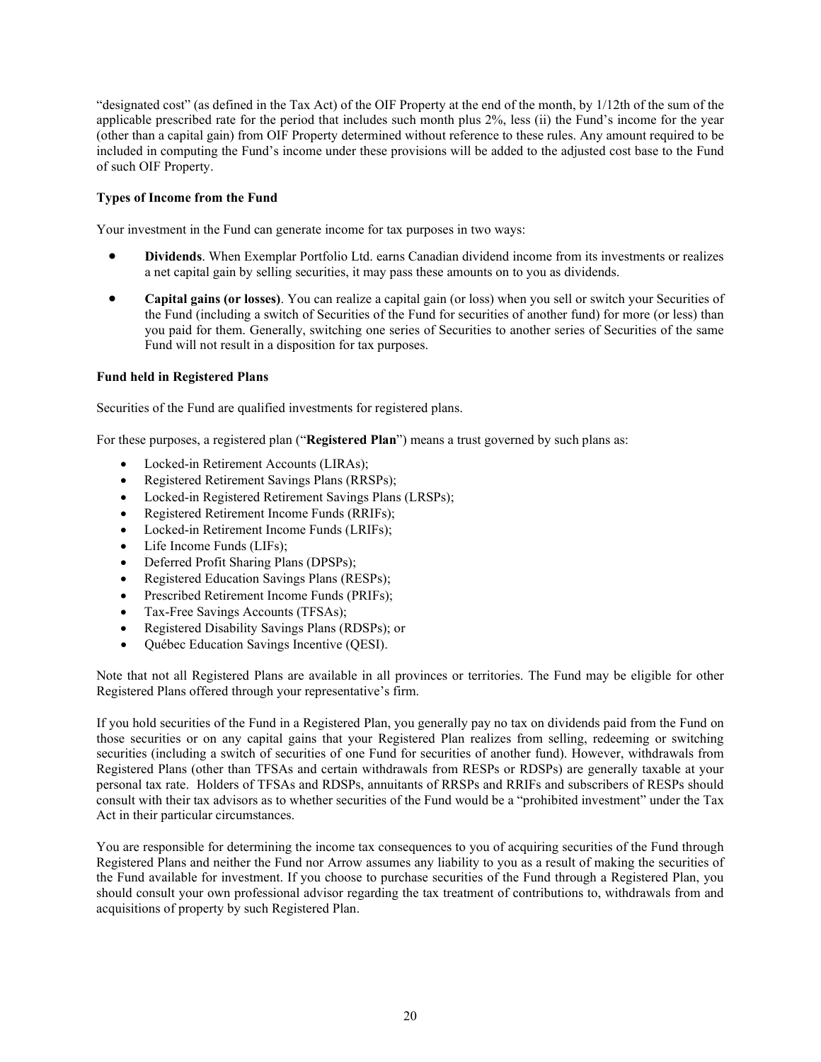"designated cost" (as defined in the Tax Act) of the OIF Property at the end of the month, by 1/12th of the sum of the applicable prescribed rate for the period that includes such month plus 2%, less (ii) the Fund's income for the year (other than a capital gain) from OIF Property determined without reference to these rules. Any amount required to be included in computing the Fund's income under these provisions will be added to the adjusted cost base to the Fund of such OIF Property.

**Types of Income from the Fund**

Your investment in the Fund can generate income for tax purposes in two ways:

- **Dividends**. When Exemplar Portfolio Ltd. earns Canadian dividend income from its investments or realizes a net capital gain by selling securities, it may pass these amounts on to you as dividends.
- **Capital gains (or losses)**. You can realize a capital gain (or loss) when you sell or switch your Securities of the Fund (including a switch of Securities of the Fund for securities of another fund) for more (or less) than you paid for them. Generally, switching one series of Securities to another series of Securities of the same Fund will not result in a disposition for tax purposes.

**Fund held in Registered Plans**

Securities of the Fund are qualified investments for registered plans.

For these purposes, a registered plan ("**Registered Plan**") means a trust governed by such plans as:

- Locked-in Retirement Accounts (LIRAs);
- Registered Retirement Savings Plans (RRSPs);
- Locked-in Registered Retirement Savings Plans (LRSPs);
- Registered Retirement Income Funds (RRIFs);
- Locked-in Retirement Income Funds (LRIFs);
- Life Income Funds (LIFs);
- Deferred Profit Sharing Plans (DPSPs);
- Registered Education Savings Plans (RESPs);
- Prescribed Retirement Income Funds (PRIFs);
- Tax-Free Savings Accounts (TFSAs);
- Registered Disability Savings Plans (RDSPs); or
- Québec Education Savings Incentive (QESI).

Note that not all Registered Plans are available in all provinces or territories. The Fund may be eligible for other Registered Plans offered through your representative's firm.

If you hold securities of the Fund in a Registered Plan, you generally pay no tax on dividends paid from the Fund on those securities or on any capital gains that your Registered Plan realizes from selling, redeeming or switching securities (including a switch of securities of one Fund for securities of another fund). However, withdrawals from Registered Plans (other than TFSAs and certain withdrawals from RESPs or RDSPs) are generally taxable at your personal tax rate. Holders of TFSAs and RDSPs, annuitants of RRSPs and RRIFs and subscribers of RESPs should consult with their tax advisors as to whether securities of the Fund would be a "prohibited investment" under the Tax Act in their particular circumstances.

You are responsible for determining the income tax consequences to you of acquiring securities of the Fund through Registered Plans and neither the Fund nor Arrow assumes any liability to you as a result of making the securities of the Fund available for investment. If you choose to purchase securities of the Fund through a Registered Plan, you should consult your own professional advisor regarding the tax treatment of contributions to, withdrawals from and acquisitions of property by such Registered Plan.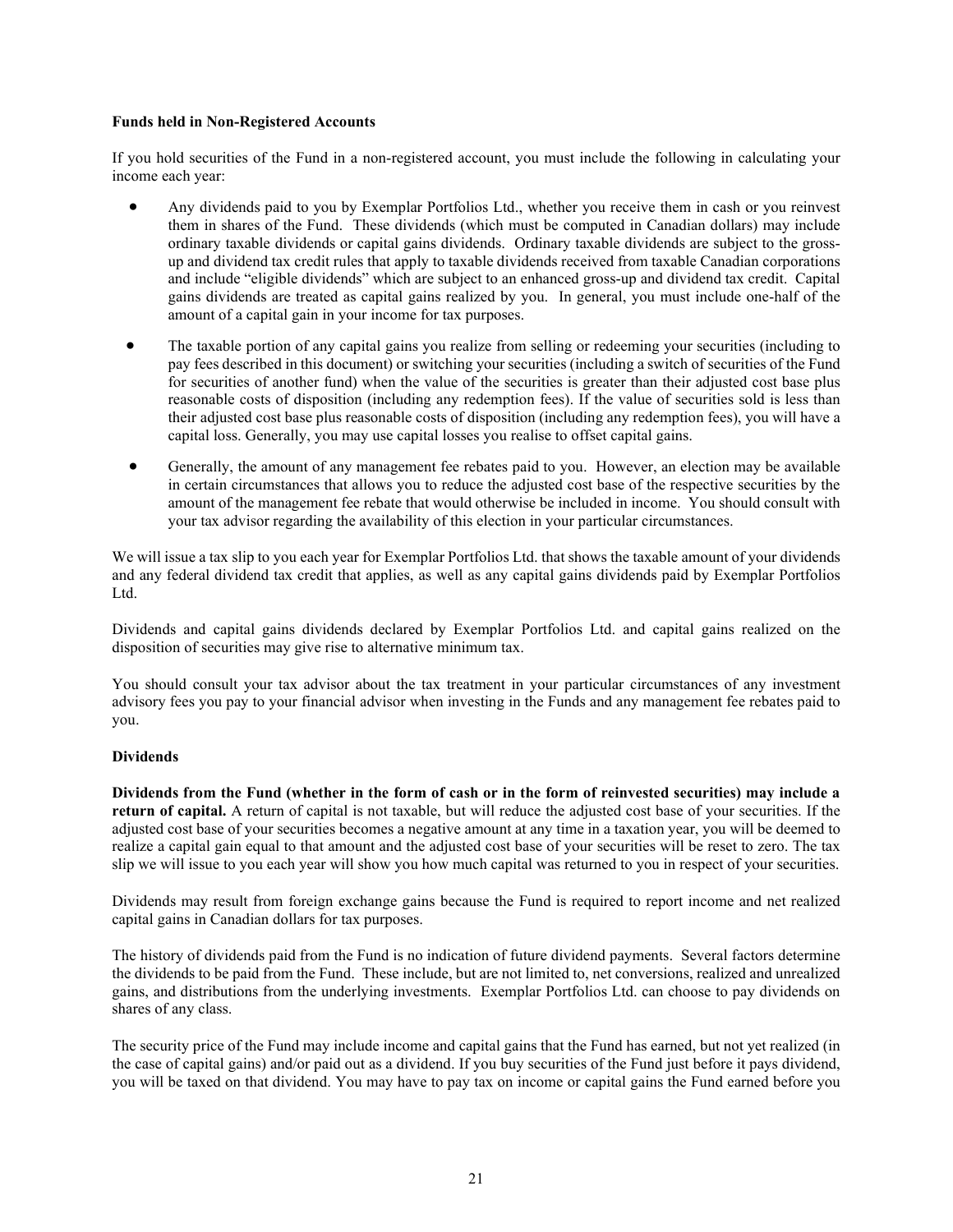**Funds held in Non-Registered Accounts**

If you hold securities of the Fund in a non-registered account, you must include the following in calculating your income each year:

- Any dividends paid to you by Exemplar Portfolios Ltd., whether you receive them in cash or you reinvest them in shares of the Fund. These dividends (which must be computed in Canadian dollars) may include ordinary taxable dividends or capital gains dividends. Ordinary taxable dividends are subject to the gross-up and dividend tax credit rules that apply to taxable dividends received from taxable Canadian corporations and include "eligible dividends" which are subject to an enhanced gross-up and dividend tax credit. Capital gains dividends are treated as capital gains realized by you. In general, you must include one-half of the amount of a capital gain in your income for tax purposes.
- The taxable portion of any capital gains you realize from selling or redeeming your securities (including to pay fees described in this document) or switching your securities (including a switch of securities of the Fund for securities of another fund) when the value of the securities is greater than their adjusted cost base plus reasonable costs of disposition (including any redemption fees). If the value of securities sold is less than their adjusted cost base plus reasonable costs of disposition (including any redemption fees), you will have a capital loss. Generally, you may use capital losses you realise to offset capital gains.
- Generally, the amount of any management fee rebates paid to you. However, an election may be available in certain circumstances that allows you to reduce the adjusted cost base of the respective securities by the amount of the management fee rebate that would otherwise be included in income. You should consult with your tax advisor regarding the availability of this election in your particular circumstances.

We will issue a tax slip to you each year for Exemplar Portfolios Ltd. that shows the taxable amount of your dividends and any federal dividend tax credit that applies, as well as any capital gains dividends paid by Exemplar Portfolios Ltd.

Dividends and capital gains dividends declared by Exemplar Portfolios Ltd. and capital gains realized on the disposition of securities may give rise to alternative minimum tax.

You should consult your tax advisor about the tax treatment in your particular circumstances of any investment advisory fees you pay to your financial advisor when investing in the Funds and any management fee rebates paid to you.

**Dividends**

**Dividends from the Fund (whether in the form of cash or in the form of reinvested securities) may include a return of capital.** A return of capital is not taxable, but will reduce the adjusted cost base of your securities. If the adjusted cost base of your securities becomes a negative amount at any time in a taxation year, you will be deemed to realize a capital gain equal to that amount and the adjusted cost base of your securities will be reset to zero. The tax slip we will issue to you each year will show you how much capital was returned to you in respect of your securities.

Dividends may result from foreign exchange gains because the Fund is required to report income and net realized capital gains in Canadian dollars for tax purposes.

The history of dividends paid from the Fund is no indication of future dividend payments. Several factors determine the dividends to be paid from the Fund. These include, but are not limited to, net conversions, realized and unrealized gains, and distributions from the underlying investments. Exemplar Portfolios Ltd. can choose to pay dividends on shares of any class.

The security price of the Fund may include income and capital gains that the Fund has earned, but not yet realized (in the case of capital gains) and/or paid out as a dividend. If you buy securities of the Fund just before it pays dividend, you will be taxed on that dividend. You may have to pay tax on income or capital gains the Fund earned before you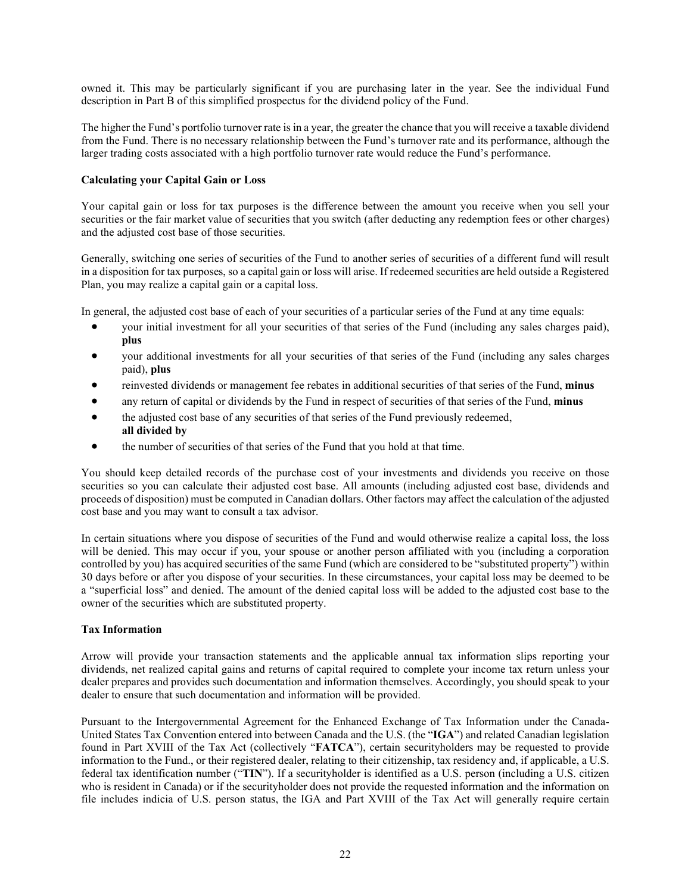owned it. This may be particularly significant if you are purchasing later in the year. See the individual Fund description in Part B of this simplified prospectus for the dividend policy of the Fund.

The higher the Fund's portfolio turnover rate is in a year, the greater the chance that you will receive a taxable dividend from the Fund. There is no necessary relationship between the Fund's turnover rate and its performance, although the larger trading costs associated with a high portfolio turnover rate would reduce the Fund's performance.

**Calculating your Capital Gain or Loss**

Your capital gain or loss for tax purposes is the difference between the amount you receive when you sell your securities or the fair market value of securities that you switch (after deducting any redemption fees or other charges) and the adjusted cost base of those securities.

Generally, switching one series of securities of the Fund to another series of securities of a different fund will result in a disposition for tax purposes, so a capital gain or loss will arise. If redeemed securities are held outside a Registered Plan, you may realize a capital gain or a capital loss.

In general, the adjusted cost base of each of your securities of a particular series of the Fund at any time equals:

- your initial investment for all your securities of that series of the Fund (including any sales charges paid), **plus**
- your additional investments for all your securities of that series of the Fund (including any sales charges paid), **plus**
- reinvested dividends or management fee rebates in additional securities of that series of the Fund, **minus**
- any return of capital or dividends by the Fund in respect of securities of that series of the Fund, **minus**
- the adjusted cost base of any securities of that series of the Fund previously redeemed,
  **all divided by**
- the number of securities of that series of the Fund that you hold at that time.

You should keep detailed records of the purchase cost of your investments and dividends you receive on those securities so you can calculate their adjusted cost base. All amounts (including adjusted cost base, dividends and proceeds of disposition) must be computed in Canadian dollars. Other factors may affect the calculation of the adjusted cost base and you may want to consult a tax advisor.

In certain situations where you dispose of securities of the Fund and would otherwise realize a capital loss, the loss will be denied. This may occur if you, your spouse or another person affiliated with you (including a corporation controlled by you) has acquired securities of the same Fund (which are considered to be "substituted property") within 30 days before or after you dispose of your securities. In these circumstances, your capital loss may be deemed to be a "superficial loss" and denied. The amount of the denied capital loss will be added to the adjusted cost base to the owner of the securities which are substituted property.

**Tax Information**

Arrow will provide your transaction statements and the applicable annual tax information slips reporting your dividends, net realized capital gains and returns of capital required to complete your income tax return unless your dealer prepares and provides such documentation and information themselves. Accordingly, you should speak to your dealer to ensure that such documentation and information will be provided.

Pursuant to the Intergovernmental Agreement for the Enhanced Exchange of Tax Information under the Canada-United States Tax Convention entered into between Canada and the U.S. (the "**IGA**") and related Canadian legislation found in Part XVIII of the Tax Act (collectively "**FATCA**"), certain securityholders may be requested to provide information to the Fund., or their registered dealer, relating to their citizenship, tax residency and, if applicable, a U.S. federal tax identification number ("**TIN**"). If a securityholder is identified as a U.S. person (including a U.S. citizen who is resident in Canada) or if the securityholder does not provide the requested information and the information on file includes indicia of U.S. person status, the IGA and Part XVIII of the Tax Act will generally require certain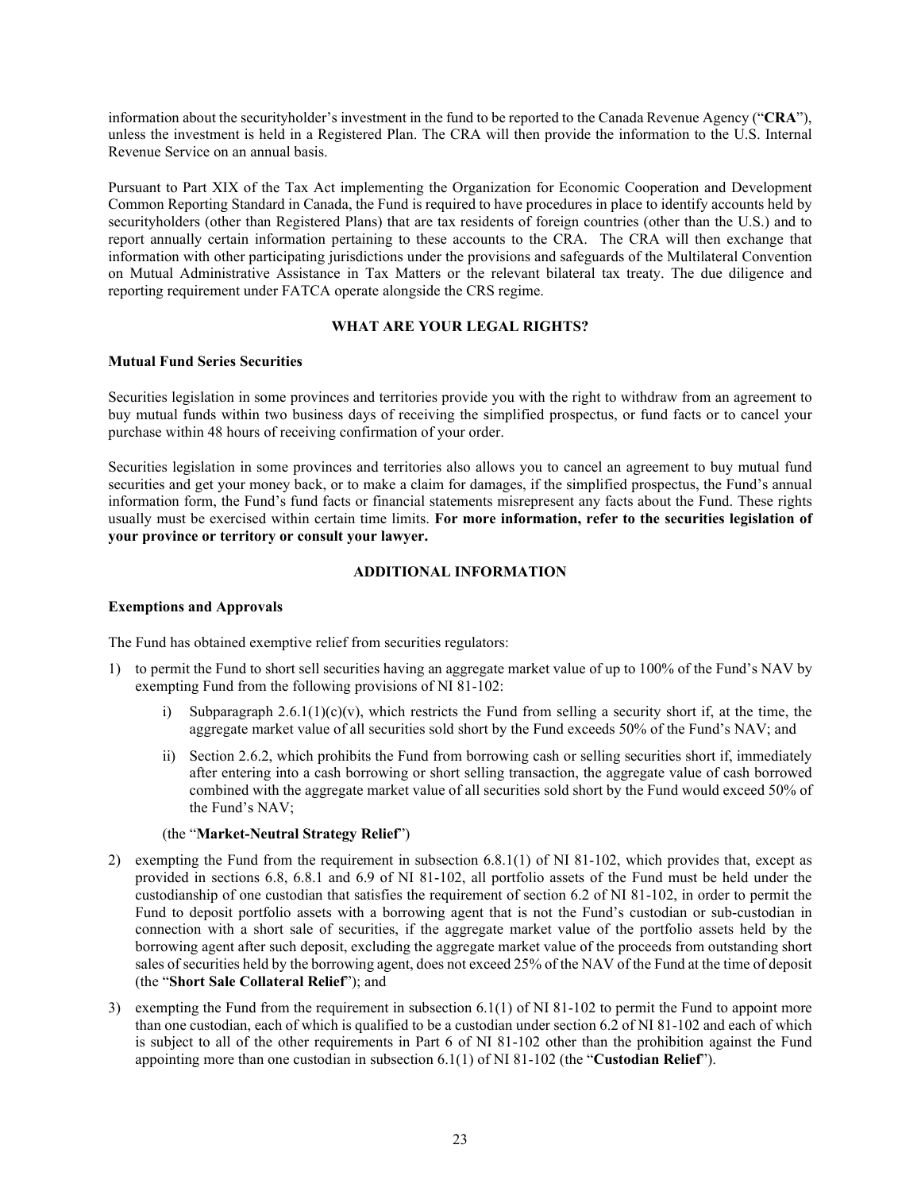information about the securityholder's investment in the fund to be reported to the Canada Revenue Agency ("**CRA**"), unless the investment is held in a Registered Plan. The CRA will then provide the information to the U.S. Internal Revenue Service on an annual basis.

Pursuant to Part XIX of the Tax Act implementing the Organization for Economic Cooperation and Development Common Reporting Standard in Canada, the Fund is required to have procedures in place to identify accounts held by securityholders (other than Registered Plans) that are tax residents of foreign countries (other than the U.S.) and to report annually certain information pertaining to these accounts to the CRA. The CRA will then exchange that information with other participating jurisdictions under the provisions and safeguards of the Multilateral Convention on Mutual Administrative Assistance in Tax Matters or the relevant bilateral tax treaty. The due diligence and reporting requirement under FATCA operate alongside the CRS regime.

## WHAT ARE YOUR LEGAL RIGHTS?

### Mutual Fund Series Securities

Securities legislation in some provinces and territories provide you with the right to withdraw from an agreement to buy mutual funds within two business days of receiving the simplified prospectus, or fund facts or to cancel your purchase within 48 hours of receiving confirmation of your order.

Securities legislation in some provinces and territories also allows you to cancel an agreement to buy mutual fund securities and get your money back, or to make a claim for damages, if the simplified prospectus, the Fund's annual information form, the Fund's fund facts or financial statements misrepresent any facts about the Fund. These rights usually must be exercised within certain time limits. **For more information, refer to the securities legislation of your province or territory or consult your lawyer.**

## ADDITIONAL INFORMATION

### Exemptions and Approvals

The Fund has obtained exemptive relief from securities regulators:

1) to permit the Fund to short sell securities having an aggregate market value of up to 100% of the Fund's NAV by exempting Fund from the following provisions of NI 81-102:

    i) Subparagraph 2.6.1(1)(c)(v), which restricts the Fund from selling a security short if, at the time, the aggregate market value of all securities sold short by the Fund exceeds 50% of the Fund's NAV; and

    ii) Section 2.6.2, which prohibits the Fund from borrowing cash or selling securities short if, immediately after entering into a cash borrowing or short selling transaction, the aggregate value of cash borrowed combined with the aggregate market value of all securities sold short by the Fund would exceed 50% of the Fund's NAV;

    (the "**Market-Neutral Strategy Relief**")

2) exempting the Fund from the requirement in subsection 6.8.1(1) of NI 81-102, which provides that, except as provided in sections 6.8, 6.8.1 and 6.9 of NI 81-102, all portfolio assets of the Fund must be held under the custodianship of one custodian that satisfies the requirement of section 6.2 of NI 81-102, in order to permit the Fund to deposit portfolio assets with a borrowing agent that is not the Fund's custodian or sub-custodian in connection with a short sale of securities, if the aggregate market value of the portfolio assets held by the borrowing agent after such deposit, excluding the aggregate market value of the proceeds from outstanding short sales of securities held by the borrowing agent, does not exceed 25% of the NAV of the Fund at the time of deposit (the "**Short Sale Collateral Relief**"); and

3) exempting the Fund from the requirement in subsection 6.1(1) of NI 81-102 to permit the Fund to appoint more than one custodian, each of which is qualified to be a custodian under section 6.2 of NI 81-102 and each of which is subject to all of the other requirements in Part 6 of NI 81-102 other than the prohibition against the Fund appointing more than one custodian in subsection 6.1(1) of NI 81-102 (the "**Custodian Relief**").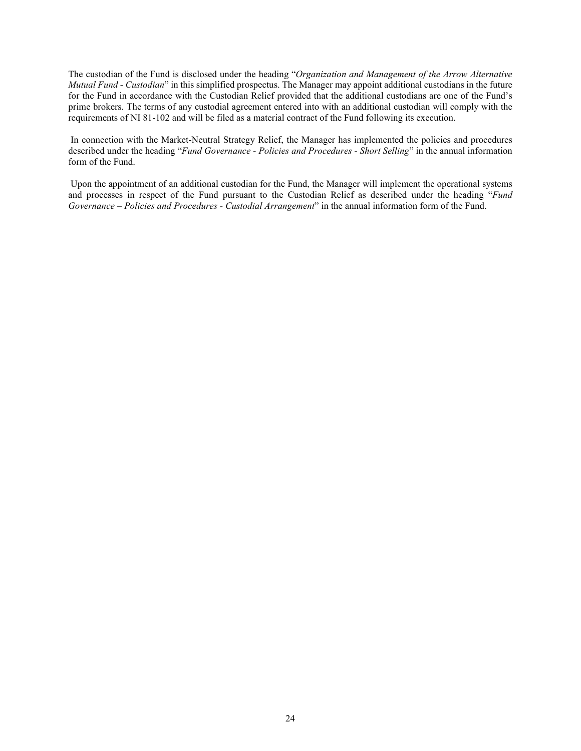The custodian of the Fund is disclosed under the heading "*Organization and Management of the Arrow Alternative Mutual Fund - Custodian*" in this simplified prospectus. The Manager may appoint additional custodians in the future for the Fund in accordance with the Custodian Relief provided that the additional custodians are one of the Fund's prime brokers. The terms of any custodial agreement entered into with an additional custodian will comply with the requirements of NI 81-102 and will be filed as a material contract of the Fund following its execution.

In connection with the Market-Neutral Strategy Relief, the Manager has implemented the policies and procedures described under the heading "*Fund Governance - Policies and Procedures - Short Selling*" in the annual information form of the Fund.

Upon the appointment of an additional custodian for the Fund, the Manager will implement the operational systems and processes in respect of the Fund pursuant to the Custodian Relief as described under the heading "*Fund Governance – Policies and Procedures - Custodial Arrangement*" in the annual information form of the Fund.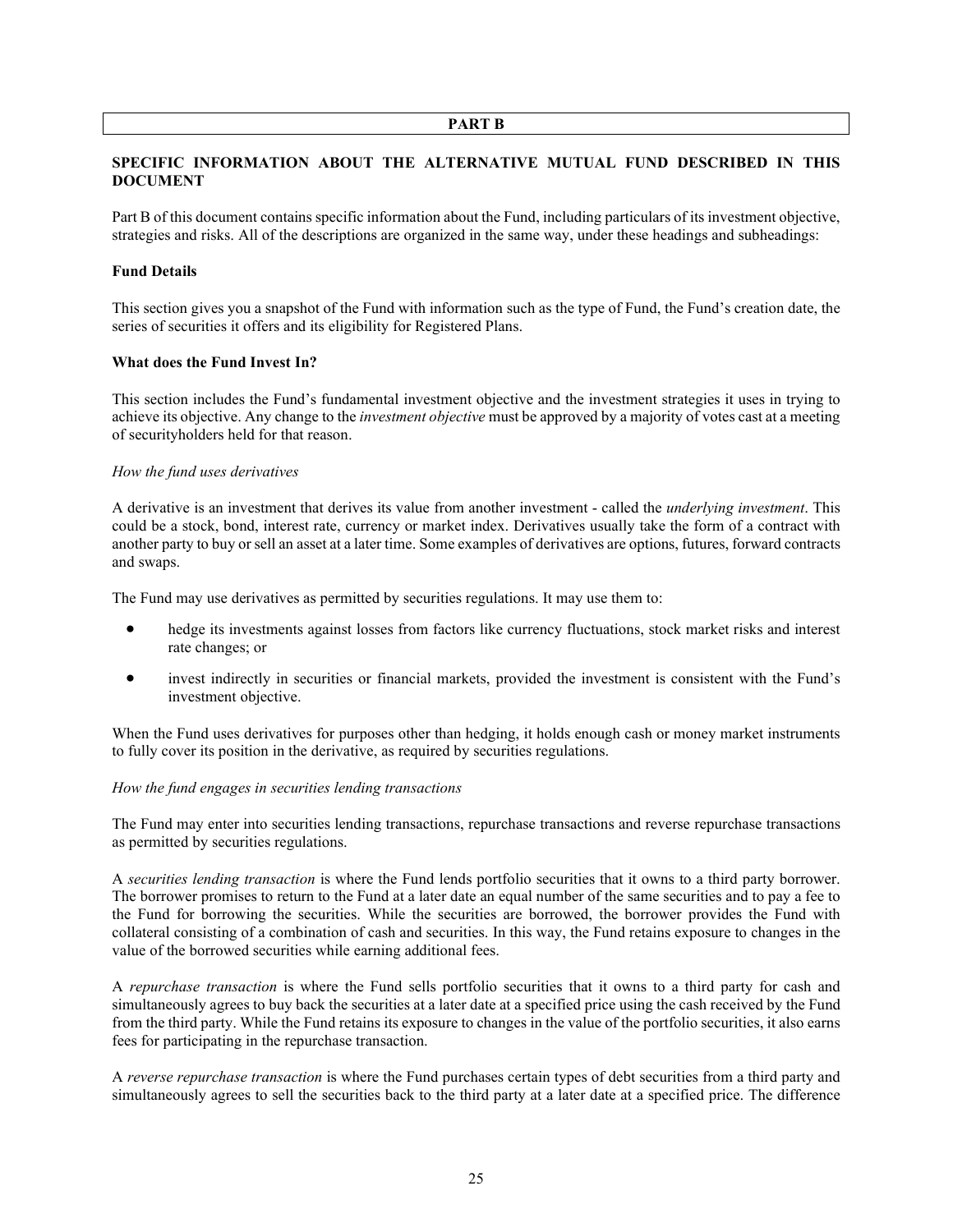# PART B

## SPECIFIC INFORMATION ABOUT THE ALTERNATIVE MUTUAL FUND DESCRIBED IN THIS DOCUMENT

Part B of this document contains specific information about the Fund, including particulars of its investment objective, strategies and risks. All of the descriptions are organized in the same way, under these headings and subheadings:

### Fund Details

This section gives you a snapshot of the Fund with information such as the type of Fund, the Fund's creation date, the series of securities it offers and its eligibility for Registered Plans.

### What does the Fund Invest In?

This section includes the Fund's fundamental investment objective and the investment strategies it uses in trying to achieve its objective. Any change to the *investment objective* must be approved by a majority of votes cast at a meeting of securityholders held for that reason.

*How the fund uses derivatives*

A derivative is an investment that derives its value from another investment - called the *underlying investment*. This could be a stock, bond, interest rate, currency or market index. Derivatives usually take the form of a contract with another party to buy or sell an asset at a later time. Some examples of derivatives are options, futures, forward contracts and swaps.

The Fund may use derivatives as permitted by securities regulations. It may use them to:

- hedge its investments against losses from factors like currency fluctuations, stock market risks and interest rate changes; or
- invest indirectly in securities or financial markets, provided the investment is consistent with the Fund's investment objective.

When the Fund uses derivatives for purposes other than hedging, it holds enough cash or money market instruments to fully cover its position in the derivative, as required by securities regulations.

*How the fund engages in securities lending transactions*

The Fund may enter into securities lending transactions, repurchase transactions and reverse repurchase transactions as permitted by securities regulations.

A *securities lending transaction* is where the Fund lends portfolio securities that it owns to a third party borrower. The borrower promises to return to the Fund at a later date an equal number of the same securities and to pay a fee to the Fund for borrowing the securities. While the securities are borrowed, the borrower provides the Fund with collateral consisting of a combination of cash and securities. In this way, the Fund retains exposure to changes in the value of the borrowed securities while earning additional fees.

A *repurchase transaction* is where the Fund sells portfolio securities that it owns to a third party for cash and simultaneously agrees to buy back the securities at a later date at a specified price using the cash received by the Fund from the third party. While the Fund retains its exposure to changes in the value of the portfolio securities, it also earns fees for participating in the repurchase transaction.

A *reverse repurchase transaction* is where the Fund purchases certain types of debt securities from a third party and simultaneously agrees to sell the securities back to the third party at a later date at a specified price. The difference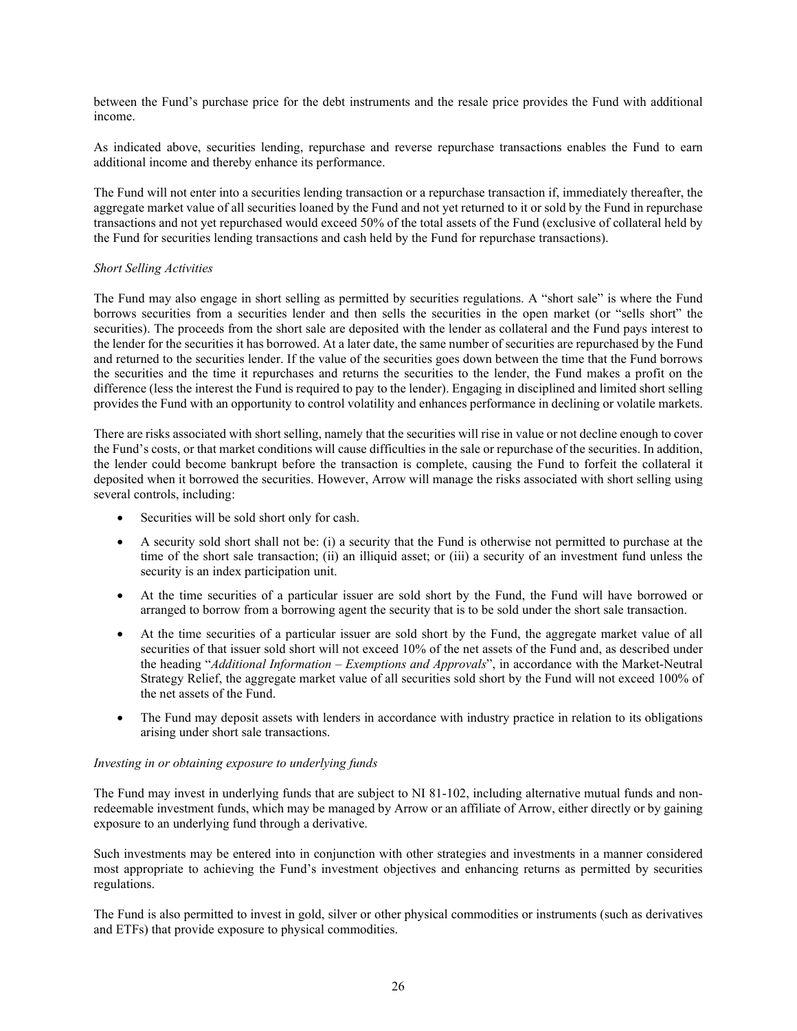between the Fund's purchase price for the debt instruments and the resale price provides the Fund with additional income.

As indicated above, securities lending, repurchase and reverse repurchase transactions enables the Fund to earn additional income and thereby enhance its performance.

The Fund will not enter into a securities lending transaction or a repurchase transaction if, immediately thereafter, the aggregate market value of all securities loaned by the Fund and not yet returned to it or sold by the Fund in repurchase transactions and not yet repurchased would exceed 50% of the total assets of the Fund (exclusive of collateral held by the Fund for securities lending transactions and cash held by the Fund for repurchase transactions).

*Short Selling Activities*

The Fund may also engage in short selling as permitted by securities regulations. A "short sale" is where the Fund borrows securities from a securities lender and then sells the securities in the open market (or "sells short" the securities). The proceeds from the short sale are deposited with the lender as collateral and the Fund pays interest to the lender for the securities it has borrowed. At a later date, the same number of securities are repurchased by the Fund and returned to the securities lender. If the value of the securities goes down between the time that the Fund borrows the securities and the time it repurchases and returns the securities to the lender, the Fund makes a profit on the difference (less the interest the Fund is required to pay to the lender). Engaging in disciplined and limited short selling provides the Fund with an opportunity to control volatility and enhances performance in declining or volatile markets.

There are risks associated with short selling, namely that the securities will rise in value or not decline enough to cover the Fund's costs, or that market conditions will cause difficulties in the sale or repurchase of the securities. In addition, the lender could become bankrupt before the transaction is complete, causing the Fund to forfeit the collateral it deposited when it borrowed the securities. However, Arrow will manage the risks associated with short selling using several controls, including:

- Securities will be sold short only for cash.
- A security sold short shall not be: (i) a security that the Fund is otherwise not permitted to purchase at the time of the short sale transaction; (ii) an illiquid asset; or (iii) a security of an investment fund unless the security is an index participation unit.
- At the time securities of a particular issuer are sold short by the Fund, the Fund will have borrowed or arranged to borrow from a borrowing agent the security that is to be sold under the short sale transaction.
- At the time securities of a particular issuer are sold short by the Fund, the aggregate market value of all securities of that issuer sold short will not exceed 10% of the net assets of the Fund and, as described under the heading "*Additional Information – Exemptions and Approvals*", in accordance with the Market-Neutral Strategy Relief, the aggregate market value of all securities sold short by the Fund will not exceed 100% of the net assets of the Fund.
- The Fund may deposit assets with lenders in accordance with industry practice in relation to its obligations arising under short sale transactions.

*Investing in or obtaining exposure to underlying funds*

The Fund may invest in underlying funds that are subject to NI 81-102, including alternative mutual funds and non-redeemable investment funds, which may be managed by Arrow or an affiliate of Arrow, either directly or by gaining exposure to an underlying fund through a derivative.

Such investments may be entered into in conjunction with other strategies and investments in a manner considered most appropriate to achieving the Fund's investment objectives and enhancing returns as permitted by securities regulations.

The Fund is also permitted to invest in gold, silver or other physical commodities or instruments (such as derivatives and ETFs) that provide exposure to physical commodities.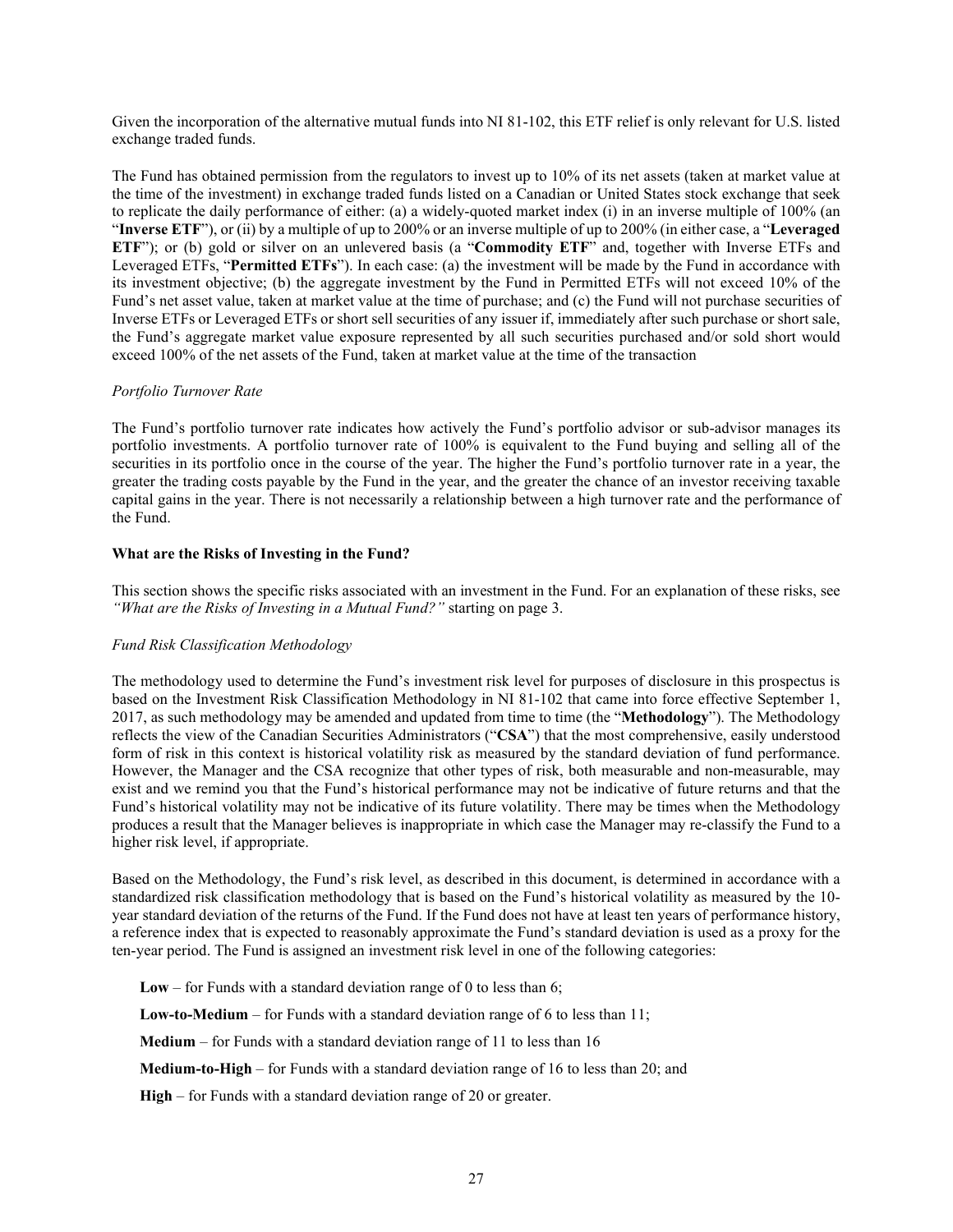Given the incorporation of the alternative mutual funds into NI 81-102, this ETF relief is only relevant for U.S. listed exchange traded funds.

The Fund has obtained permission from the regulators to invest up to 10% of its net assets (taken at market value at the time of the investment) in exchange traded funds listed on a Canadian or United States stock exchange that seek to replicate the daily performance of either: (a) a widely-quoted market index (i) in an inverse multiple of 100% (an "**Inverse ETF**"), or (ii) by a multiple of up to 200% or an inverse multiple of up to 200% (in either case, a "**Leveraged ETF**"); or (b) gold or silver on an unlevered basis (a "**Commodity ETF**" and, together with Inverse ETFs and Leveraged ETFs, "**Permitted ETFs**"). In each case: (a) the investment will be made by the Fund in accordance with its investment objective; (b) the aggregate investment by the Fund in Permitted ETFs will not exceed 10% of the Fund's net asset value, taken at market value at the time of purchase; and (c) the Fund will not purchase securities of Inverse ETFs or Leveraged ETFs or short sell securities of any issuer if, immediately after such purchase or short sale, the Fund's aggregate market value exposure represented by all such securities purchased and/or sold short would exceed 100% of the net assets of the Fund, taken at market value at the time of the transaction

*Portfolio Turnover Rate*

The Fund's portfolio turnover rate indicates how actively the Fund's portfolio advisor or sub-advisor manages its portfolio investments. A portfolio turnover rate of 100% is equivalent to the Fund buying and selling all of the securities in its portfolio once in the course of the year. The higher the Fund's portfolio turnover rate in a year, the greater the trading costs payable by the Fund in the year, and the greater the chance of an investor receiving taxable capital gains in the year. There is not necessarily a relationship between a high turnover rate and the performance of the Fund.

**What are the Risks of Investing in the Fund?**

This section shows the specific risks associated with an investment in the Fund. For an explanation of these risks, see *"What are the Risks of Investing in a Mutual Fund?"* starting on page 3.

*Fund Risk Classification Methodology*

The methodology used to determine the Fund's investment risk level for purposes of disclosure in this prospectus is based on the Investment Risk Classification Methodology in NI 81-102 that came into force effective September 1, 2017, as such methodology may be amended and updated from time to time (the "**Methodology**"). The Methodology reflects the view of the Canadian Securities Administrators ("**CSA**") that the most comprehensive, easily understood form of risk in this context is historical volatility risk as measured by the standard deviation of fund performance. However, the Manager and the CSA recognize that other types of risk, both measurable and non-measurable, may exist and we remind you that the Fund's historical performance may not be indicative of future returns and that the Fund's historical volatility may not be indicative of its future volatility. There may be times when the Methodology produces a result that the Manager believes is inappropriate in which case the Manager may re-classify the Fund to a higher risk level, if appropriate.

Based on the Methodology, the Fund's risk level, as described in this document, is determined in accordance with a standardized risk classification methodology that is based on the Fund's historical volatility as measured by the 10-year standard deviation of the returns of the Fund. If the Fund does not have at least ten years of performance history, a reference index that is expected to reasonably approximate the Fund's standard deviation is used as a proxy for the ten-year period. The Fund is assigned an investment risk level in one of the following categories:

**Low** – for Funds with a standard deviation range of 0 to less than 6;

**Low-to-Medium** – for Funds with a standard deviation range of 6 to less than 11;

**Medium** – for Funds with a standard deviation range of 11 to less than 16

**Medium-to-High** – for Funds with a standard deviation range of 16 to less than 20; and

**High** – for Funds with a standard deviation range of 20 or greater.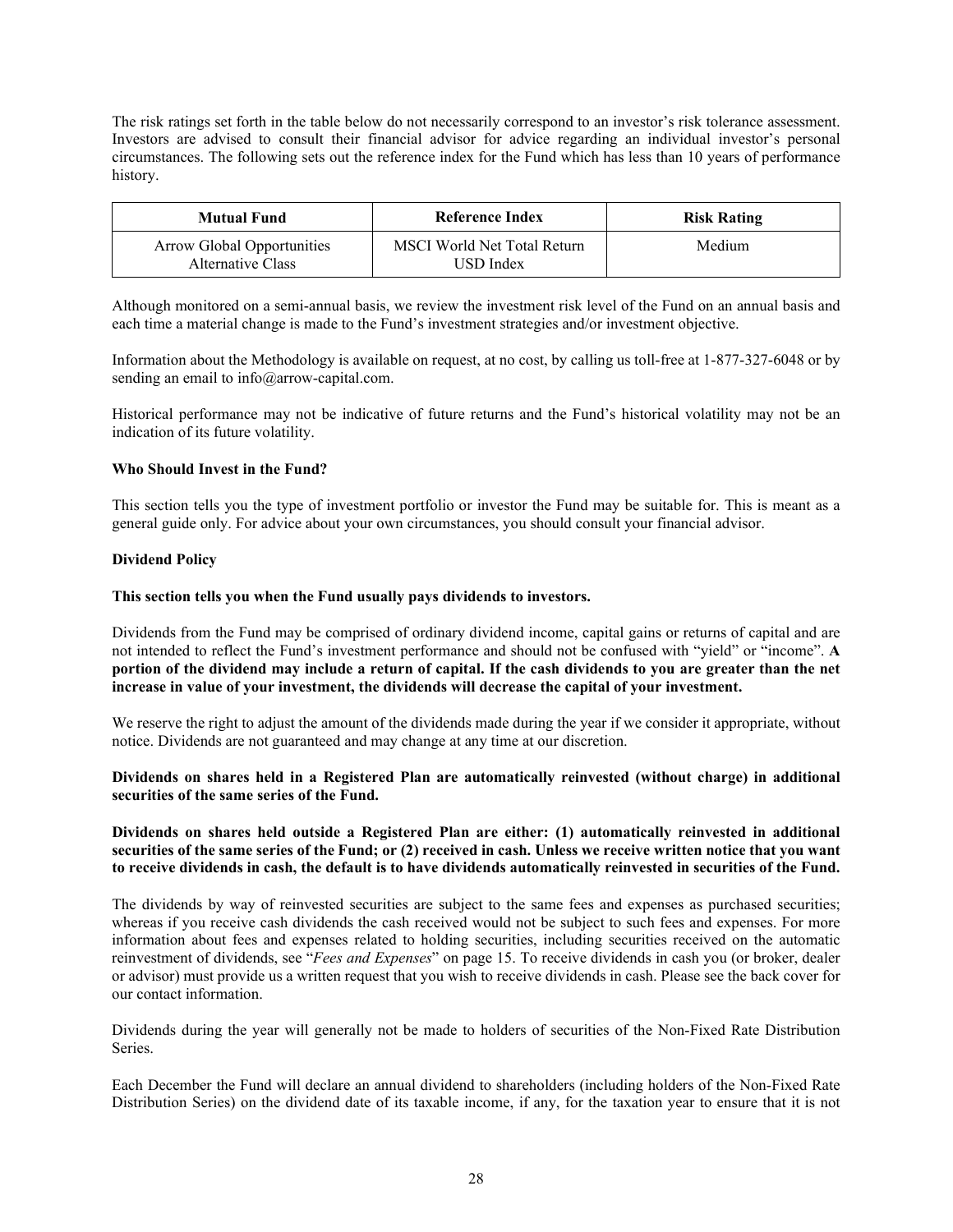The risk ratings set forth in the table below do not necessarily correspond to an investor's risk tolerance assessment. Investors are advised to consult their financial advisor for advice regarding an individual investor's personal circumstances. The following sets out the reference index for the Fund which has less than 10 years of performance history.

| Mutual Fund | Reference Index | Risk Rating |
|---|---|---|
| Arrow Global Opportunities Alternative Class | MSCI World Net Total Return USD Index | Medium |

Although monitored on a semi-annual basis, we review the investment risk level of the Fund on an annual basis and each time a material change is made to the Fund's investment strategies and/or investment objective.

Information about the Methodology is available on request, at no cost, by calling us toll-free at 1-877-327-6048 or by sending an email to info@arrow-capital.com.

Historical performance may not be indicative of future returns and the Fund's historical volatility may not be an indication of its future volatility.

**Who Should Invest in the Fund?**

This section tells you the type of investment portfolio or investor the Fund may be suitable for. This is meant as a general guide only. For advice about your own circumstances, you should consult your financial advisor.

**Dividend Policy**

**This section tells you when the Fund usually pays dividends to investors.**

Dividends from the Fund may be comprised of ordinary dividend income, capital gains or returns of capital and are not intended to reflect the Fund's investment performance and should not be confused with "yield" or "income". **A portion of the dividend may include a return of capital. If the cash dividends to you are greater than the net increase in value of your investment, the dividends will decrease the capital of your investment.**

We reserve the right to adjust the amount of the dividends made during the year if we consider it appropriate, without notice. Dividends are not guaranteed and may change at any time at our discretion.

**Dividends on shares held in a Registered Plan are automatically reinvested (without charge) in additional securities of the same series of the Fund.**

**Dividends on shares held outside a Registered Plan are either: (1) automatically reinvested in additional securities of the same series of the Fund; or (2) received in cash. Unless we receive written notice that you want to receive dividends in cash, the default is to have dividends automatically reinvested in securities of the Fund.**

The dividends by way of reinvested securities are subject to the same fees and expenses as purchased securities; whereas if you receive cash dividends the cash received would not be subject to such fees and expenses. For more information about fees and expenses related to holding securities, including securities received on the automatic reinvestment of dividends, see "*Fees and Expenses*" on page 15. To receive dividends in cash you (or broker, dealer or advisor) must provide us a written request that you wish to receive dividends in cash. Please see the back cover for our contact information.

Dividends during the year will generally not be made to holders of securities of the Non-Fixed Rate Distribution Series.

Each December the Fund will declare an annual dividend to shareholders (including holders of the Non-Fixed Rate Distribution Series) on the dividend date of its taxable income, if any, for the taxation year to ensure that it is not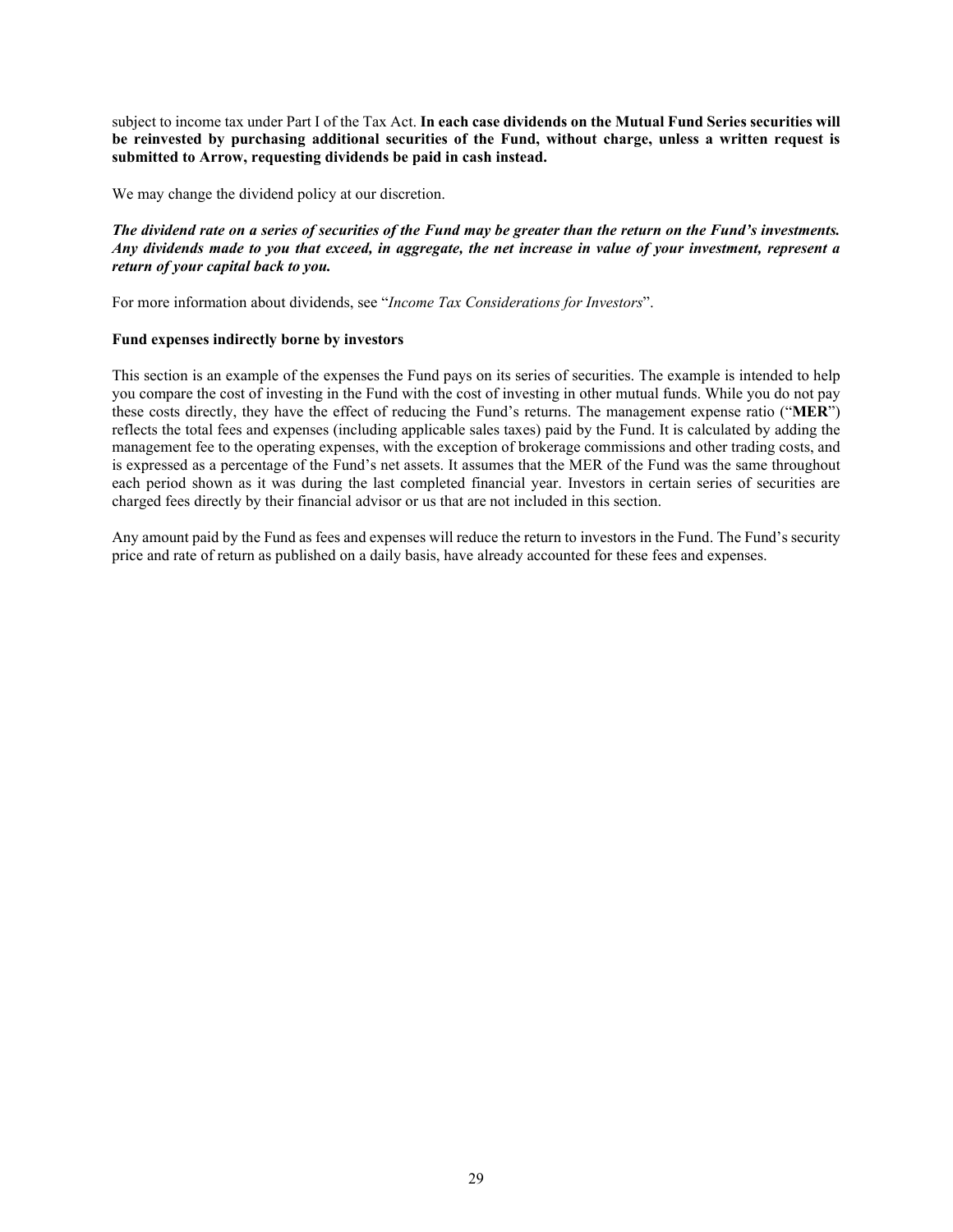subject to income tax under Part I of the Tax Act. **In each case dividends on the Mutual Fund Series securities will be reinvested by purchasing additional securities of the Fund, without charge, unless a written request is submitted to Arrow, requesting dividends be paid in cash instead.**

We may change the dividend policy at our discretion.

***The dividend rate on a series of securities of the Fund may be greater than the return on the Fund's investments. Any dividends made to you that exceed, in aggregate, the net increase in value of your investment, represent a return of your capital back to you.***

For more information about dividends, see "*Income Tax Considerations for Investors*".

**Fund expenses indirectly borne by investors**

This section is an example of the expenses the Fund pays on its series of securities. The example is intended to help you compare the cost of investing in the Fund with the cost of investing in other mutual funds. While you do not pay these costs directly, they have the effect of reducing the Fund's returns. The management expense ratio ("**MER**") reflects the total fees and expenses (including applicable sales taxes) paid by the Fund. It is calculated by adding the management fee to the operating expenses, with the exception of brokerage commissions and other trading costs, and is expressed as a percentage of the Fund's net assets. It assumes that the MER of the Fund was the same throughout each period shown as it was during the last completed financial year. Investors in certain series of securities are charged fees directly by their financial advisor or us that are not included in this section.

Any amount paid by the Fund as fees and expenses will reduce the return to investors in the Fund. The Fund's security price and rate of return as published on a daily basis, have already accounted for these fees and expenses.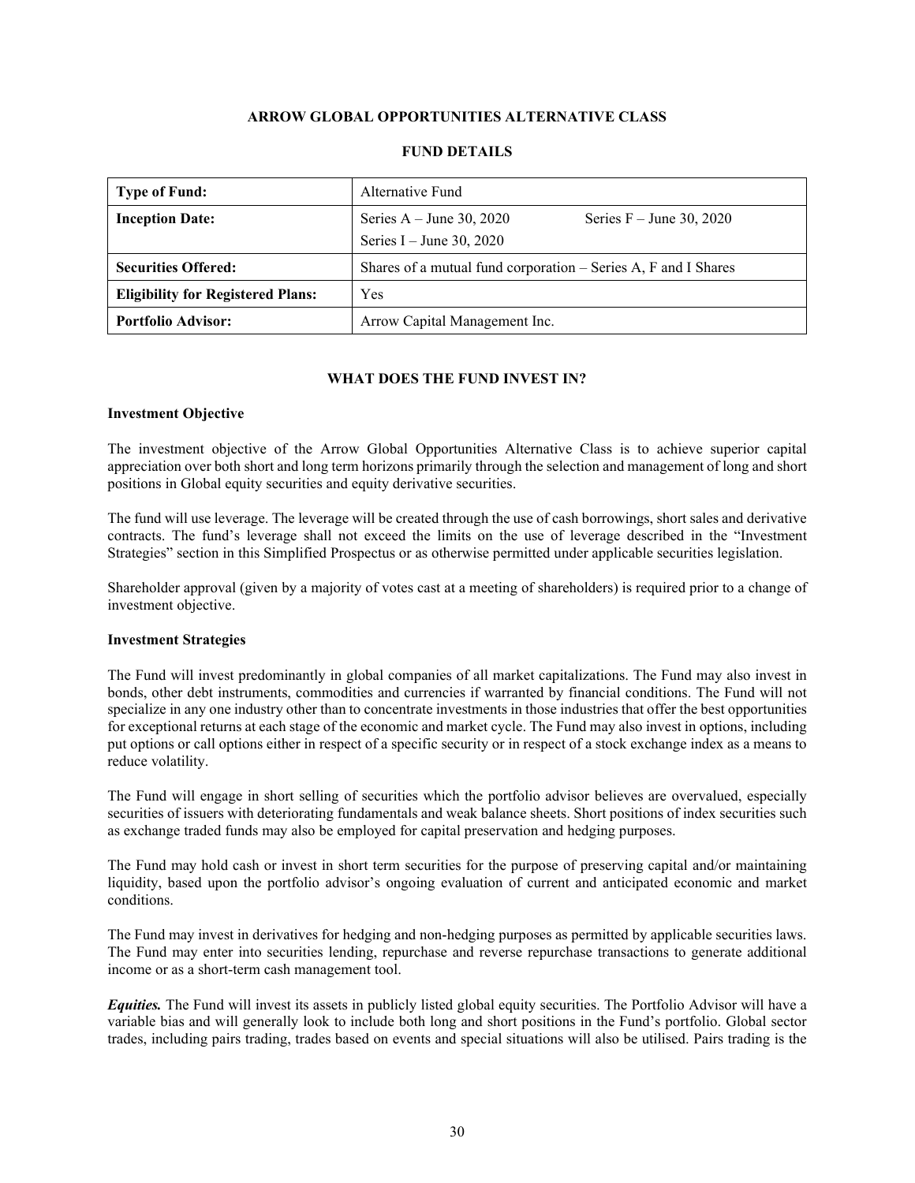## ARROW GLOBAL OPPORTUNITIES ALTERNATIVE CLASS

### FUND DETAILS

| Type of Fund: | Alternative Fund |
|---|---|
| **Inception Date:** | Series A – June 30, 2020 Series F – June 30, 2020 Series I – June 30, 2020 |
| **Securities Offered:** | Shares of a mutual fund corporation – Series A, F and I Shares |
| **Eligibility for Registered Plans:** | Yes |
| **Portfolio Advisor:** | Arrow Capital Management Inc. |

### WHAT DOES THE FUND INVEST IN?

**Investment Objective**

The investment objective of the Arrow Global Opportunities Alternative Class is to achieve superior capital appreciation over both short and long term horizons primarily through the selection and management of long and short positions in Global equity securities and equity derivative securities.

The fund will use leverage. The leverage will be created through the use of cash borrowings, short sales and derivative contracts. The fund's leverage shall not exceed the limits on the use of leverage described in the "Investment Strategies" section in this Simplified Prospectus or as otherwise permitted under applicable securities legislation.

Shareholder approval (given by a majority of votes cast at a meeting of shareholders) is required prior to a change of investment objective.

**Investment Strategies**

The Fund will invest predominantly in global companies of all market capitalizations. The Fund may also invest in bonds, other debt instruments, commodities and currencies if warranted by financial conditions. The Fund will not specialize in any one industry other than to concentrate investments in those industries that offer the best opportunities for exceptional returns at each stage of the economic and market cycle. The Fund may also invest in options, including put options or call options either in respect of a specific security or in respect of a stock exchange index as a means to reduce volatility.

The Fund will engage in short selling of securities which the portfolio advisor believes are overvalued, especially securities of issuers with deteriorating fundamentals and weak balance sheets. Short positions of index securities such as exchange traded funds may also be employed for capital preservation and hedging purposes.

The Fund may hold cash or invest in short term securities for the purpose of preserving capital and/or maintaining liquidity, based upon the portfolio advisor's ongoing evaluation of current and anticipated economic and market conditions.

The Fund may invest in derivatives for hedging and non-hedging purposes as permitted by applicable securities laws. The Fund may enter into securities lending, repurchase and reverse repurchase transactions to generate additional income or as a short-term cash management tool.

***Equities.*** The Fund will invest its assets in publicly listed global equity securities. The Portfolio Advisor will have a variable bias and will generally look to include both long and short positions in the Fund's portfolio. Global sector trades, including pairs trading, trades based on events and special situations will also be utilised. Pairs trading is the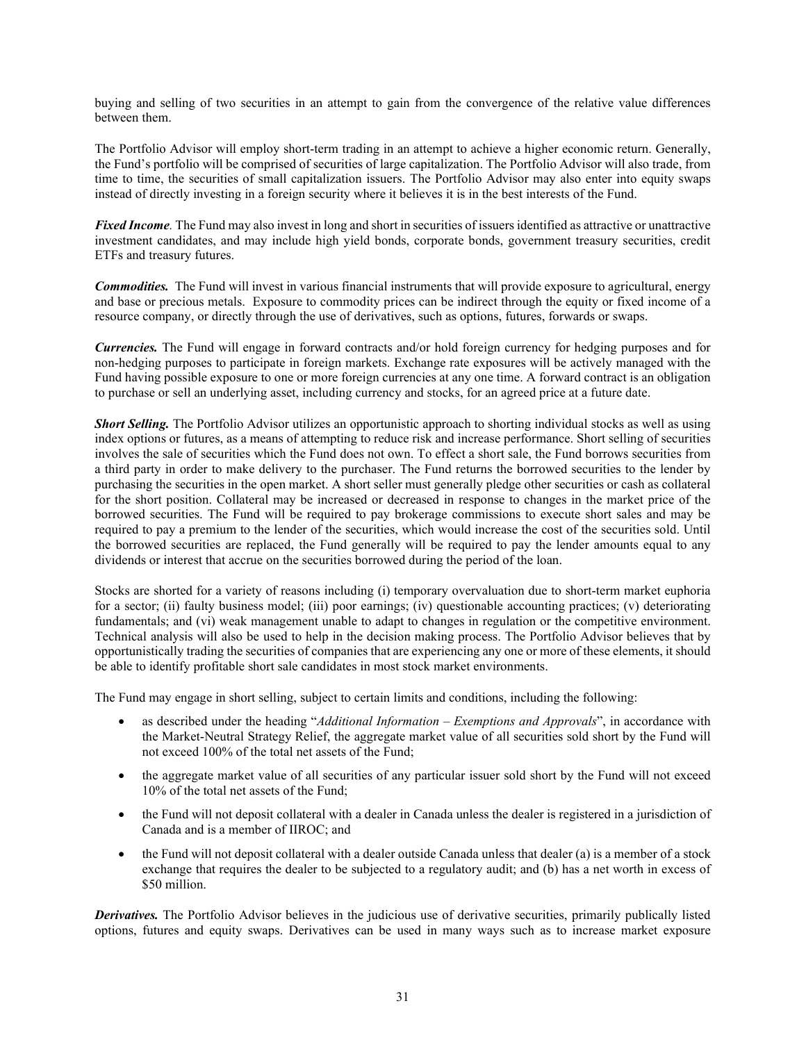buying and selling of two securities in an attempt to gain from the convergence of the relative value differences between them.

The Portfolio Advisor will employ short-term trading in an attempt to achieve a higher economic return. Generally, the Fund's portfolio will be comprised of securities of large capitalization. The Portfolio Advisor will also trade, from time to time, the securities of small capitalization issuers. The Portfolio Advisor may also enter into equity swaps instead of directly investing in a foreign security where it believes it is in the best interests of the Fund.

***Fixed Income.*** The Fund may also invest in long and short in securities of issuers identified as attractive or unattractive investment candidates, and may include high yield bonds, corporate bonds, government treasury securities, credit ETFs and treasury futures.

***Commodities.*** The Fund will invest in various financial instruments that will provide exposure to agricultural, energy and base or precious metals. Exposure to commodity prices can be indirect through the equity or fixed income of a resource company, or directly through the use of derivatives, such as options, futures, forwards or swaps.

***Currencies.*** The Fund will engage in forward contracts and/or hold foreign currency for hedging purposes and for non-hedging purposes to participate in foreign markets. Exchange rate exposures will be actively managed with the Fund having possible exposure to one or more foreign currencies at any one time. A forward contract is an obligation to purchase or sell an underlying asset, including currency and stocks, for an agreed price at a future date.

***Short Selling.*** The Portfolio Advisor utilizes an opportunistic approach to shorting individual stocks as well as using index options or futures, as a means of attempting to reduce risk and increase performance. Short selling of securities involves the sale of securities which the Fund does not own. To effect a short sale, the Fund borrows securities from a third party in order to make delivery to the purchaser. The Fund returns the borrowed securities to the lender by purchasing the securities in the open market. A short seller must generally pledge other securities or cash as collateral for the short position. Collateral may be increased or decreased in response to changes in the market price of the borrowed securities. The Fund will be required to pay brokerage commissions to execute short sales and may be required to pay a premium to the lender of the securities, which would increase the cost of the securities sold. Until the borrowed securities are replaced, the Fund generally will be required to pay the lender amounts equal to any dividends or interest that accrue on the securities borrowed during the period of the loan.

Stocks are shorted for a variety of reasons including (i) temporary overvaluation due to short-term market euphoria for a sector; (ii) faulty business model; (iii) poor earnings; (iv) questionable accounting practices; (v) deteriorating fundamentals; and (vi) weak management unable to adapt to changes in regulation or the competitive environment. Technical analysis will also be used to help in the decision making process. The Portfolio Advisor believes that by opportunistically trading the securities of companies that are experiencing any one or more of these elements, it should be able to identify profitable short sale candidates in most stock market environments.

The Fund may engage in short selling, subject to certain limits and conditions, including the following:

- as described under the heading "*Additional Information – Exemptions and Approvals*", in accordance with the Market-Neutral Strategy Relief, the aggregate market value of all securities sold short by the Fund will not exceed 100% of the total net assets of the Fund;
- the aggregate market value of all securities of any particular issuer sold short by the Fund will not exceed 10% of the total net assets of the Fund;
- the Fund will not deposit collateral with a dealer in Canada unless the dealer is registered in a jurisdiction of Canada and is a member of IIROC; and
- the Fund will not deposit collateral with a dealer outside Canada unless that dealer (a) is a member of a stock exchange that requires the dealer to be subjected to a regulatory audit; and (b) has a net worth in excess of $50 million.

***Derivatives.*** The Portfolio Advisor believes in the judicious use of derivative securities, primarily publically listed options, futures and equity swaps. Derivatives can be used in many ways such as to increase market exposure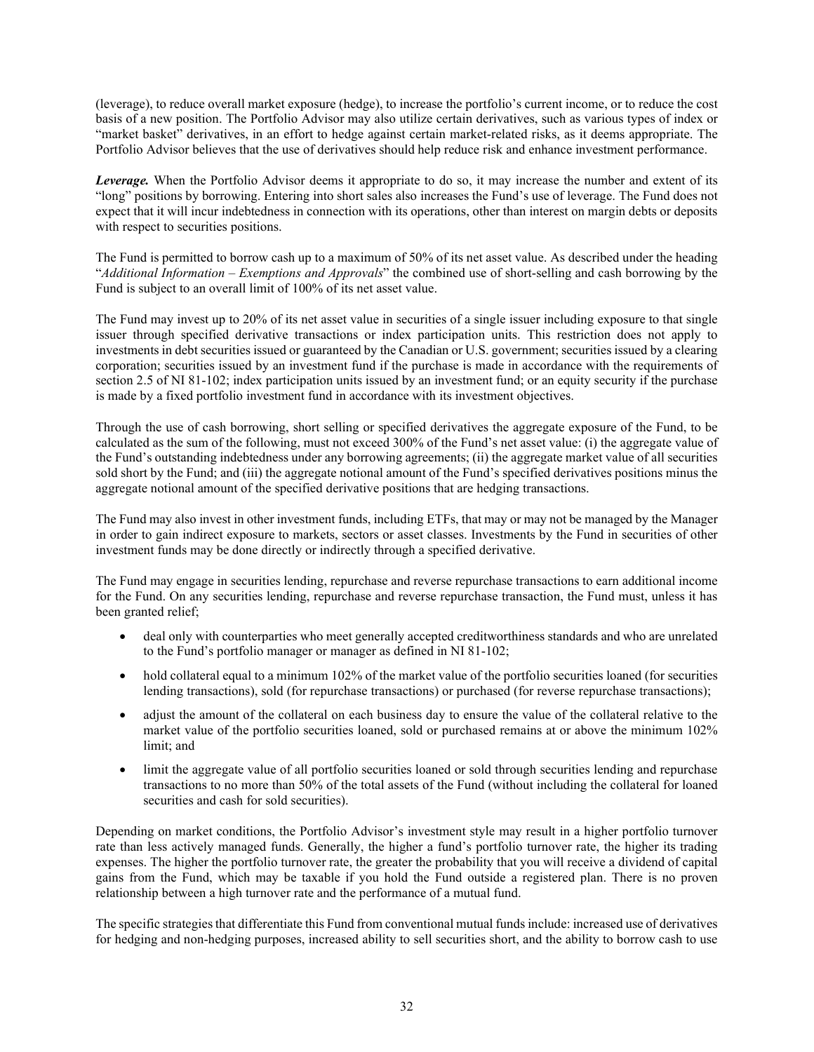(leverage), to reduce overall market exposure (hedge), to increase the portfolio's current income, or to reduce the cost basis of a new position. The Portfolio Advisor may also utilize certain derivatives, such as various types of index or "market basket" derivatives, in an effort to hedge against certain market-related risks, as it deems appropriate. The Portfolio Advisor believes that the use of derivatives should help reduce risk and enhance investment performance.

***Leverage.*** When the Portfolio Advisor deems it appropriate to do so, it may increase the number and extent of its "long" positions by borrowing. Entering into short sales also increases the Fund's use of leverage. The Fund does not expect that it will incur indebtedness in connection with its operations, other than interest on margin debts or deposits with respect to securities positions.

The Fund is permitted to borrow cash up to a maximum of 50% of its net asset value. As described under the heading "*Additional Information – Exemptions and Approvals*" the combined use of short-selling and cash borrowing by the Fund is subject to an overall limit of 100% of its net asset value.

The Fund may invest up to 20% of its net asset value in securities of a single issuer including exposure to that single issuer through specified derivative transactions or index participation units. This restriction does not apply to investments in debt securities issued or guaranteed by the Canadian or U.S. government; securities issued by a clearing corporation; securities issued by an investment fund if the purchase is made in accordance with the requirements of section 2.5 of NI 81-102; index participation units issued by an investment fund; or an equity security if the purchase is made by a fixed portfolio investment fund in accordance with its investment objectives.

Through the use of cash borrowing, short selling or specified derivatives the aggregate exposure of the Fund, to be calculated as the sum of the following, must not exceed 300% of the Fund's net asset value: (i) the aggregate value of the Fund's outstanding indebtedness under any borrowing agreements; (ii) the aggregate market value of all securities sold short by the Fund; and (iii) the aggregate notional amount of the Fund's specified derivatives positions minus the aggregate notional amount of the specified derivative positions that are hedging transactions.

The Fund may also invest in other investment funds, including ETFs, that may or may not be managed by the Manager in order to gain indirect exposure to markets, sectors or asset classes. Investments by the Fund in securities of other investment funds may be done directly or indirectly through a specified derivative.

The Fund may engage in securities lending, repurchase and reverse repurchase transactions to earn additional income for the Fund. On any securities lending, repurchase and reverse repurchase transaction, the Fund must, unless it has been granted relief;

- deal only with counterparties who meet generally accepted creditworthiness standards and who are unrelated to the Fund's portfolio manager or manager as defined in NI 81-102;
- hold collateral equal to a minimum 102% of the market value of the portfolio securities loaned (for securities lending transactions), sold (for repurchase transactions) or purchased (for reverse repurchase transactions);
- adjust the amount of the collateral on each business day to ensure the value of the collateral relative to the market value of the portfolio securities loaned, sold or purchased remains at or above the minimum 102% limit; and
- limit the aggregate value of all portfolio securities loaned or sold through securities lending and repurchase transactions to no more than 50% of the total assets of the Fund (without including the collateral for loaned securities and cash for sold securities).

Depending on market conditions, the Portfolio Advisor's investment style may result in a higher portfolio turnover rate than less actively managed funds. Generally, the higher a fund's portfolio turnover rate, the higher its trading expenses. The higher the portfolio turnover rate, the greater the probability that you will receive a dividend of capital gains from the Fund, which may be taxable if you hold the Fund outside a registered plan. There is no proven relationship between a high turnover rate and the performance of a mutual fund.

The specific strategies that differentiate this Fund from conventional mutual funds include: increased use of derivatives for hedging and non-hedging purposes, increased ability to sell securities short, and the ability to borrow cash to use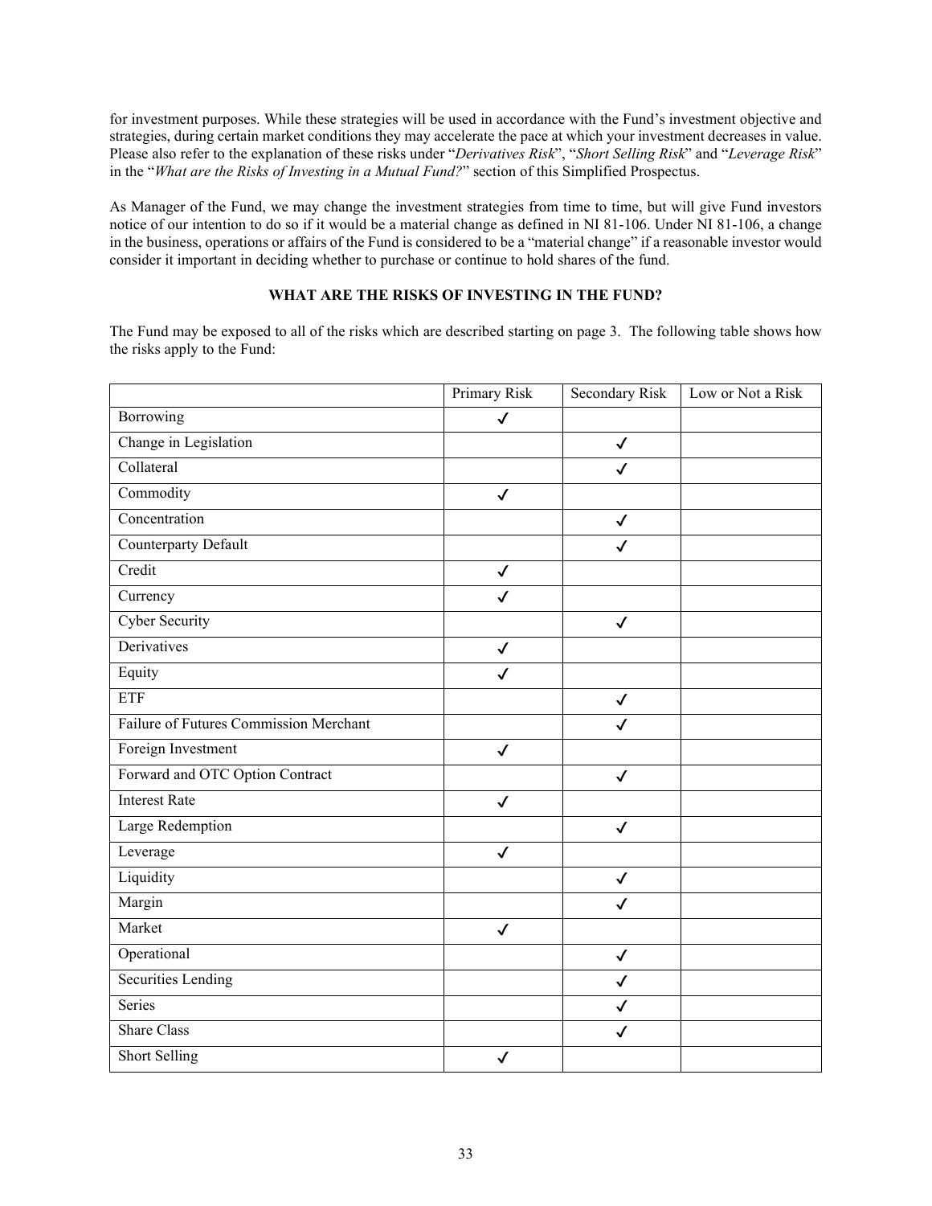for investment purposes. While these strategies will be used in accordance with the Fund's investment objective and strategies, during certain market conditions they may accelerate the pace at which your investment decreases in value. Please also refer to the explanation of these risks under "*Derivatives Risk*", "*Short Selling Risk*" and "*Leverage Risk*" in the "*What are the Risks of Investing in a Mutual Fund?*" section of this Simplified Prospectus.

As Manager of the Fund, we may change the investment strategies from time to time, but will give Fund investors notice of our intention to do so if it would be a material change as defined in NI 81-106. Under NI 81-106, a change in the business, operations or affairs of the Fund is considered to be a "material change" if a reasonable investor would consider it important in deciding whether to purchase or continue to hold shares of the fund.

## WHAT ARE THE RISKS OF INVESTING IN THE FUND?

The Fund may be exposed to all of the risks which are described starting on page 3. The following table shows how the risks apply to the Fund:

| | Primary Risk | Secondary Risk | Low or Not a Risk |
|---|---|---|---|
| Borrowing | ✓ | | |
| Change in Legislation | | ✓ | |
| Collateral | | ✓ | |
| Commodity | ✓ | | |
| Concentration | | ✓ | |
| Counterparty Default | | ✓ | |
| Credit | ✓ | | |
| Currency | ✓ | | |
| Cyber Security | | ✓ | |
| Derivatives | ✓ | | |
| Equity | ✓ | | |
| ETF | | ✓ | |
| Failure of Futures Commission Merchant | | ✓ | |
| Foreign Investment | ✓ | | |
| Forward and OTC Option Contract | | ✓ | |
| Interest Rate | ✓ | | |
| Large Redemption | | ✓ | |
| Leverage | ✓ | | |
| Liquidity | | ✓ | |
| Margin | | ✓ | |
| Market | ✓ | | |
| Operational | | ✓ | |
| Securities Lending | | ✓ | |
| Series | | ✓ | |
| Share Class | | ✓ | |
| Short Selling | ✓ | | |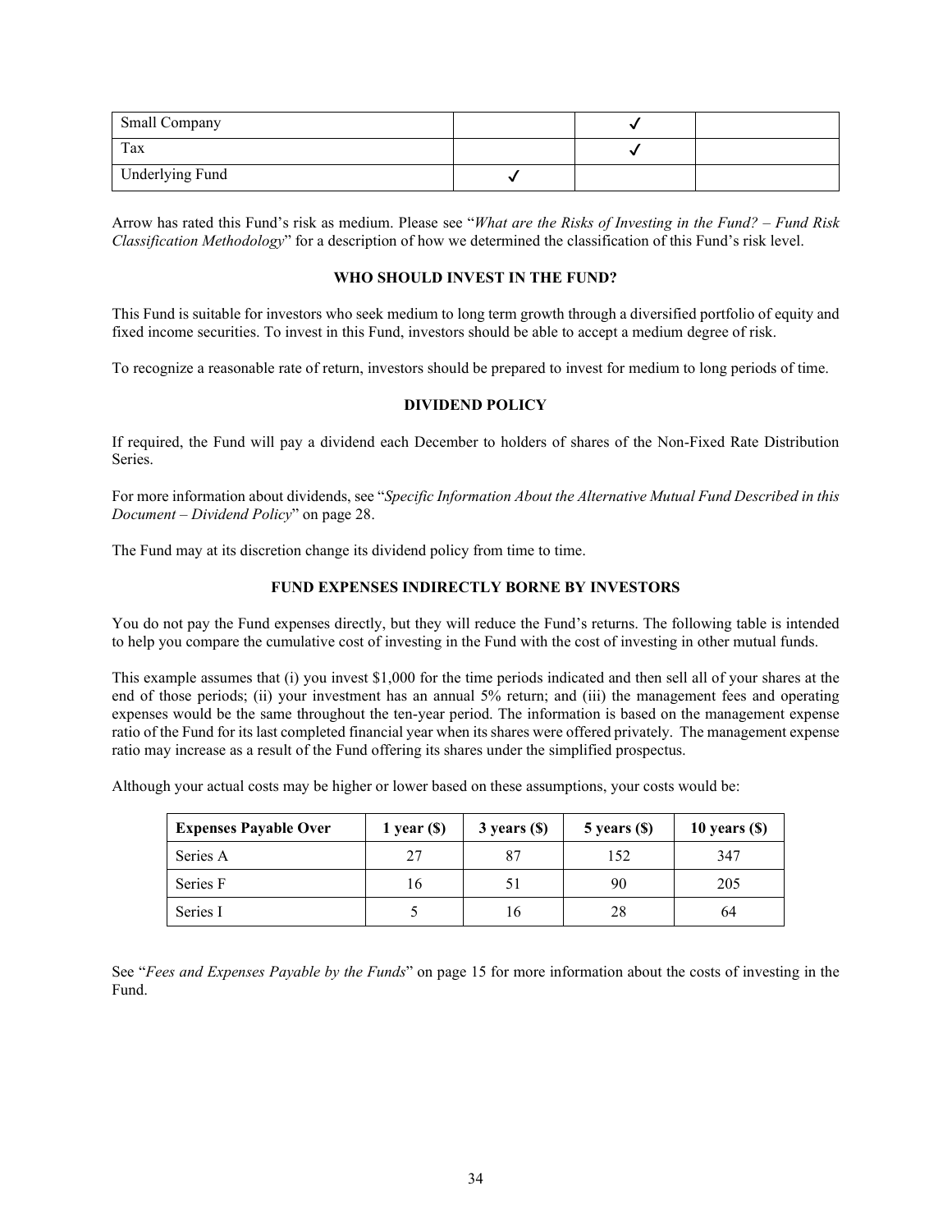| Small Company | | ✓ | |
|---|---|---|---|
| Tax | | ✓ | |
| Underlying Fund | ✓ | | |

Arrow has rated this Fund's risk as medium. Please see "*What are the Risks of Investing in the Fund? – Fund Risk Classification Methodology*" for a description of how we determined the classification of this Fund's risk level.

### WHO SHOULD INVEST IN THE FUND?

This Fund is suitable for investors who seek medium to long term growth through a diversified portfolio of equity and fixed income securities. To invest in this Fund, investors should be able to accept a medium degree of risk.

To recognize a reasonable rate of return, investors should be prepared to invest for medium to long periods of time.

### DIVIDEND POLICY

If required, the Fund will pay a dividend each December to holders of shares of the Non-Fixed Rate Distribution Series.

For more information about dividends, see "*Specific Information About the Alternative Mutual Fund Described in this Document – Dividend Policy*" on page 28.

The Fund may at its discretion change its dividend policy from time to time.

### FUND EXPENSES INDIRECTLY BORNE BY INVESTORS

You do not pay the Fund expenses directly, but they will reduce the Fund's returns. The following table is intended to help you compare the cumulative cost of investing in the Fund with the cost of investing in other mutual funds.

This example assumes that (i) you invest $1,000 for the time periods indicated and then sell all of your shares at the end of those periods; (ii) your investment has an annual 5% return; and (iii) the management fees and operating expenses would be the same throughout the ten-year period. The information is based on the management expense ratio of the Fund for its last completed financial year when its shares were offered privately. The management expense ratio may increase as a result of the Fund offering its shares under the simplified prospectus.

Although your actual costs may be higher or lower based on these assumptions, your costs would be:

| Expenses Payable Over | 1 year ($) | 3 years ($) | 5 years ($) | 10 years ($) |
|---|---|---|---|---|
| Series A | 27 | 87 | 152 | 347 |
| Series F | 16 | 51 | 90 | 205 |
| Series I | 5 | 16 | 28 | 64 |

See "*Fees and Expenses Payable by the Funds*" on page 15 for more information about the costs of investing in the Fund.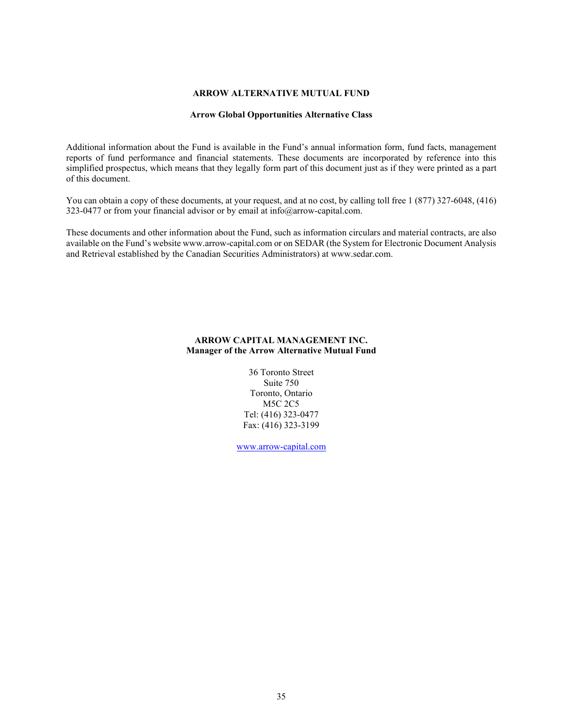**ARROW ALTERNATIVE MUTUAL FUND**

**Arrow Global Opportunities Alternative Class**

Additional information about the Fund is available in the Fund's annual information form, fund facts, management reports of fund performance and financial statements. These documents are incorporated by reference into this simplified prospectus, which means that they legally form part of this document just as if they were printed as a part of this document.

You can obtain a copy of these documents, at your request, and at no cost, by calling toll free 1 (877) 327-6048, (416) 323-0477 or from your financial advisor or by email at info@arrow-capital.com.

These documents and other information about the Fund, such as information circulars and material contracts, are also available on the Fund's website www.arrow-capital.com or on SEDAR (the System for Electronic Document Analysis and Retrieval established by the Canadian Securities Administrators) at www.sedar.com.

**ARROW CAPITAL MANAGEMENT INC.**
**Manager of the Arrow Alternative Mutual Fund**

36 Toronto Street
Suite 750
Toronto, Ontario
M5C 2C5
Tel: (416) 323-0477
Fax: (416) 323-3199

www.arrow-capital.com